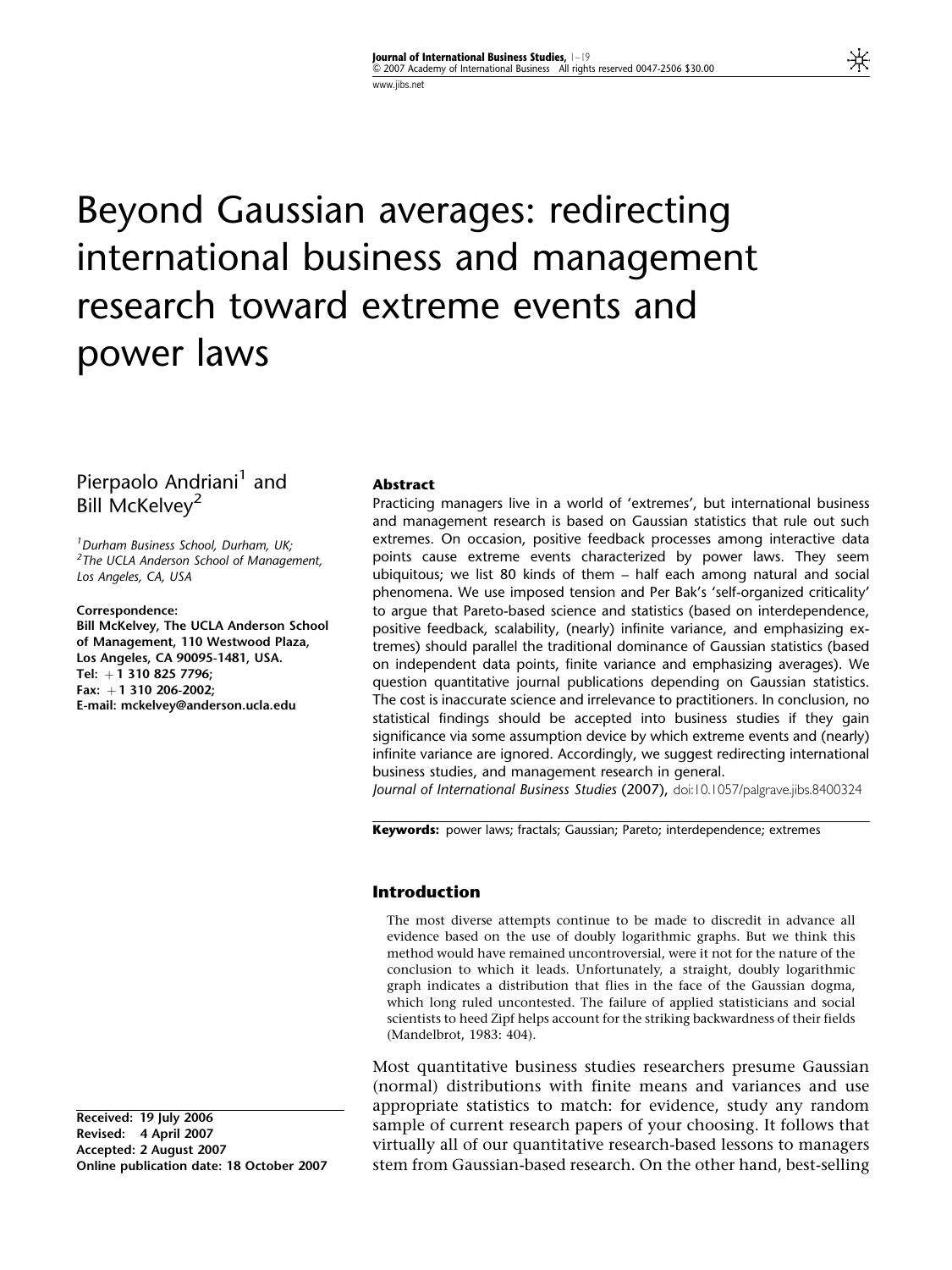# Beyond Gaussian averages: redirecting international business and management research toward extreme events and power laws

Pierpaolo Andriani[1] and Bill McKelvey[2]

[1]Durham Business School, Durham, UK;
[2]The UCLA Anderson School of Management, Los Angeles, CA, USA

**Correspondence:**
**Bill McKelvey, The UCLA Anderson School of Management, 110 Westwood Plaza, Los Angeles, CA 90095-1481, USA.**
**Tel: +1 310 825 7796;**
**Fax: +1 310 206-2002;**
**E-mail: mckelvey@anderson.ucla.edu**

### Abstract

Practicing managers live in a world of 'extremes', but international business and management research is based on Gaussian statistics that rule out such extremes. On occasion, positive feedback processes among interactive data points cause extreme events characterized by power laws. They seem ubiquitous; we list 80 kinds of them – half each among natural and social phenomena. We use imposed tension and Per Bak's 'self-organized criticality' to argue that Pareto-based science and statistics (based on interdependence, positive feedback, scalability, (nearly) infinite variance, and emphasizing extremes) should parallel the traditional dominance of Gaussian statistics (based on independent data points, finite variance and emphasizing averages). We question quantitative journal publications depending on Gaussian statistics. The cost is inaccurate science and irrelevance to practitioners. In conclusion, no statistical findings should be accepted into business studies if they gain significance via some assumption device by which extreme events and (nearly) infinite variance are ignored. Accordingly, we suggest redirecting international business studies, and management research in general.

*Journal of International Business Studies* (2007), doi:10.1057/palgrave.jibs.8400324

**Keywords:** power laws; fractals; Gaussian; Pareto; interdependence; extremes

**Received:** 19 July 2006
**Revised:** 4 April 2007
**Accepted:** 2 August 2007
**Online publication date:** 18 October 2007

### Introduction

> The most diverse attempts continue to be made to discredit in advance all evidence based on the use of doubly logarithmic graphs. But we think this method would have remained uncontroversial, were it not for the nature of the conclusion to which it leads. Unfortunately, a straight, doubly logarithmic graph indicates a distribution that flies in the face of the Gaussian dogma, which long ruled uncontested. The failure of applied statisticians and social scientists to heed Zipf helps account for the striking backwardness of their fields (Mandelbrot, 1983: 404).

Most quantitative business studies researchers presume Gaussian (normal) distributions with finite means and variances and use appropriate statistics to match: for evidence, study any random sample of current research papers of your choosing. It follows that virtually all of our quantitative research-based lessons to managers stem from Gaussian-based research. On the other hand, best-selling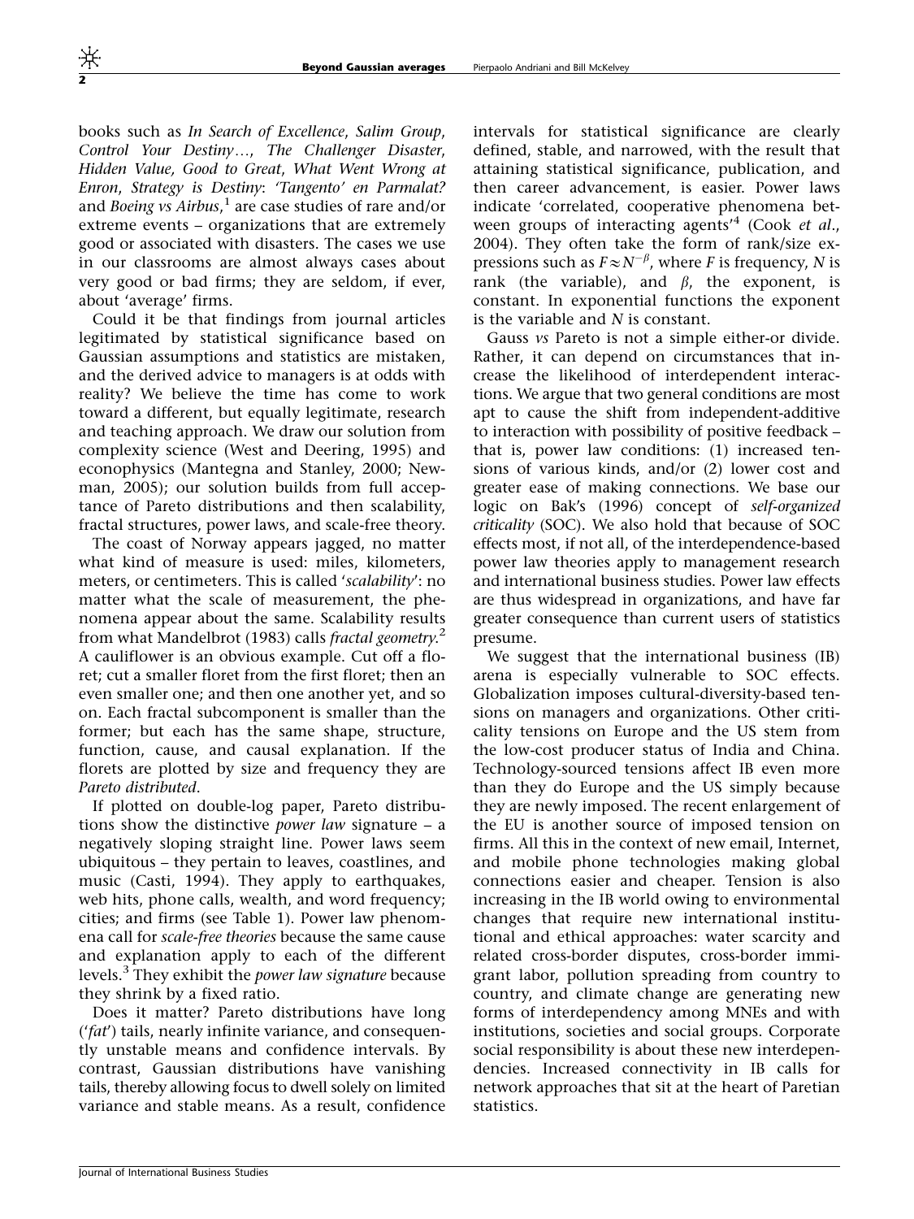books such as *In Search of Excellence*, *Salim Group*, *Control Your Destiny…*, *The Challenger Disaster*, *Hidden Value*, *Good to Great*, *What Went Wrong at Enron*, *Strategy is Destiny*: *'Tangento' en Parmalat?* and *Boeing vs Airbus*,[1] are case studies of rare and/or extreme events – organizations that are extremely good or associated with disasters. The cases we use in our classrooms are almost always cases about very good or bad firms; they are seldom, if ever, about 'average' firms.

Could it be that findings from journal articles legitimated by statistical significance based on Gaussian assumptions and statistics are mistaken, and the derived advice to managers is at odds with reality? We believe the time has come to work toward a different, but equally legitimate, research and teaching approach. We draw our solution from complexity science (West and Deering, 1995) and econophysics (Mantegna and Stanley, 2000; Newman, 2005); our solution builds from full acceptance of Pareto distributions and then scalability, fractal structures, power laws, and scale-free theory.

The coast of Norway appears jagged, no matter what kind of measure is used: miles, kilometers, meters, or centimeters. This is called '*scalability*': no matter what the scale of measurement, the phenomena appear about the same. Scalability results from what Mandelbrot (1983) calls *fractal geometry*.[2] A cauliflower is an obvious example. Cut off a floret; cut a smaller floret from the first floret; then an even smaller one; and then one another yet, and so on. Each fractal subcomponent is smaller than the former; but each has the same shape, structure, function, cause, and causal explanation. If the florets are plotted by size and frequency they are *Pareto distributed*.

If plotted on double-log paper, Pareto distributions show the distinctive *power law* signature – a negatively sloping straight line. Power laws seem ubiquitous – they pertain to leaves, coastlines, and music (Casti, 1994). They apply to earthquakes, web hits, phone calls, wealth, and word frequency; cities; and firms (see Table 1). Power law phenomena call for *scale-free theories* because the same cause and explanation apply to each of the different levels.[3] They exhibit the *power law signature* because they shrink by a fixed ratio.

Does it matter? Pareto distributions have long ('*fat*') tails, nearly infinite variance, and consequently unstable means and confidence intervals. By contrast, Gaussian distributions have vanishing tails, thereby allowing focus to dwell solely on limited variance and stable means. As a result, confidence intervals for statistical significance are clearly defined, stable, and narrowed, with the result that attaining statistical significance, publication, and then career advancement, is easier. Power laws indicate 'correlated, cooperative phenomena between groups of interacting agents'[4] (Cook *et al.*, 2004). They often take the form of rank/size expressions such as $F \approx N^{-\beta}$, where $F$ is frequency, $N$ is rank (the variable), and $\beta$, the exponent, is constant. In exponential functions the exponent is the variable and $N$ is constant.

Gauss *vs* Pareto is not a simple either-or divide. Rather, it can depend on circumstances that increase the likelihood of interdependent interactions. We argue that two general conditions are most apt to cause the shift from independent-additive to interaction with possibility of positive feedback – that is, power law conditions: (1) increased tensions of various kinds, and/or (2) lower cost and greater ease of making connections. We base our logic on Bak's (1996) concept of *self-organized criticality* (SOC). We also hold that because of SOC effects most, if not all, of the interdependence-based power law theories apply to management research and international business studies. Power law effects are thus widespread in organizations, and have far greater consequence than current users of statistics presume.

We suggest that the international business (IB) arena is especially vulnerable to SOC effects. Globalization imposes cultural-diversity-based tensions on managers and organizations. Other criticality tensions on Europe and the US stem from the low-cost producer status of India and China. Technology-sourced tensions affect IB even more than they do Europe and the US simply because they are newly imposed. The recent enlargement of the EU is another source of imposed tension on firms. All this in the context of new email, Internet, and mobile phone technologies making global connections easier and cheaper. Tension is also increasing in the IB world owing to environmental changes that require new international institutional and ethical approaches: water scarcity and related cross-border disputes, cross-border immigrant labor, pollution spreading from country to country, and climate change are generating new forms of interdependency among MNEs and with institutions, societies and social groups. Corporate social responsibility is about these new interdependencies. Increased connectivity in IB calls for network approaches that sit at the heart of Paretian statistics.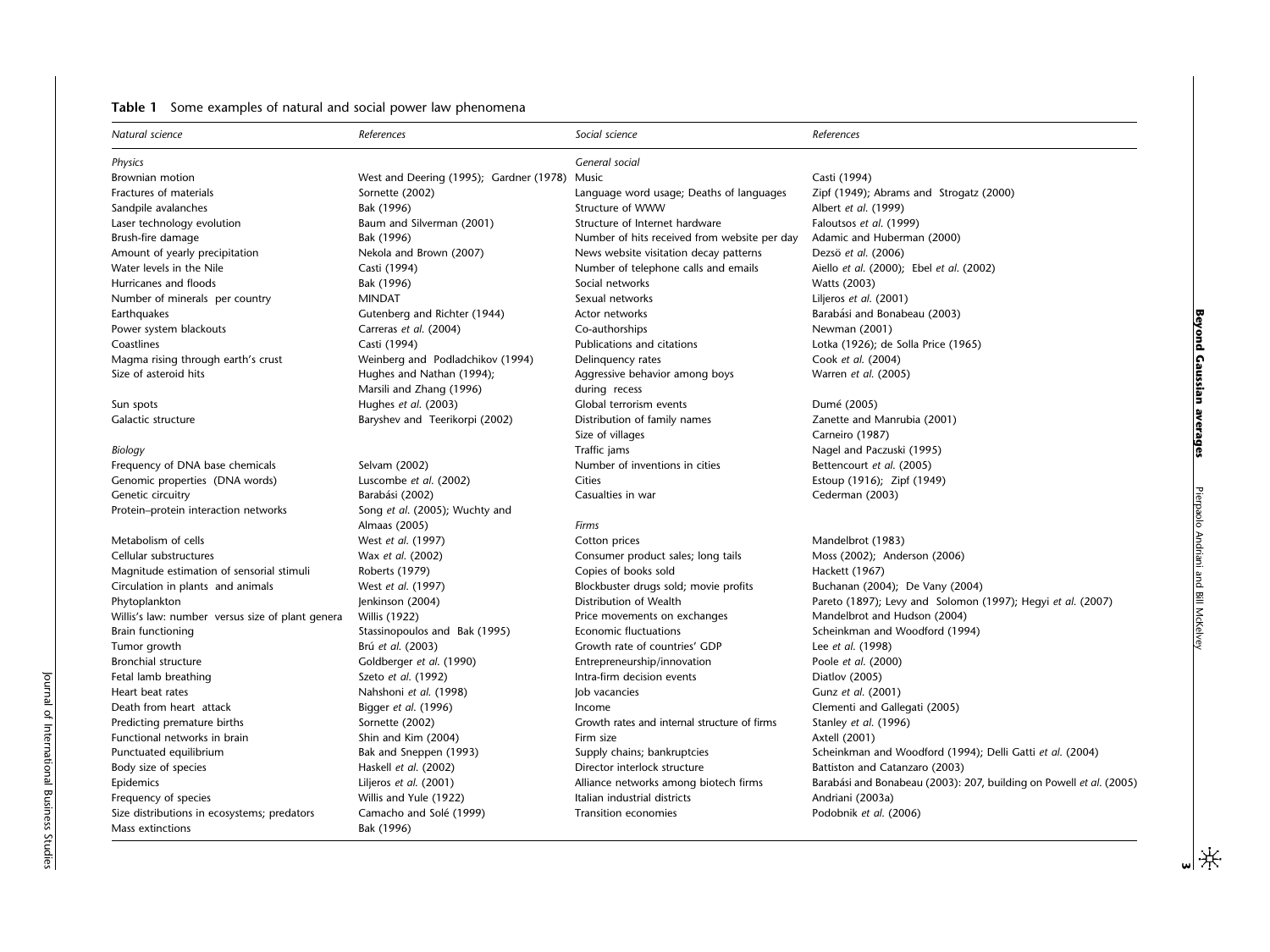**Table 1** Some examples of natural and social power law phenomena

| *Natural science* | *References* | *Social science* | *References* |
|---|---|---|---|
| *Physics* | | *General social* | |
| Brownian motion | West and Deering (1995); Gardner (1978) | Music | Casti (1994) |
| Fractures of materials | Sornette (2002) | Language word usage; Deaths of languages | Zipf (1949); Abrams and Strogatz (2000) |
| Sandpile avalanches | Bak (1996) | Structure of WWW | Albert *et al.* (1999) |
| Laser technology evolution | Baum and Silverman (2001) | Structure of Internet hardware | Faloutsos *et al.* (1999) |
| Brush-fire damage | Bak (1996) | Number of hits received from website per day | Adamic and Huberman (2000) |
| Amount of yearly precipitation | Nekola and Brown (2007) | News website visitation decay patterns | Dezsö *et al.* (2006) |
| Water levels in the Nile | Casti (1994) | Number of telephone calls and emails | Aiello *et al.* (2000); Ebel *et al.* (2002) |
| Hurricanes and floods | Bak (1996) | Social networks | Watts (2003) |
| Number of minerals per country | MINDAT | Sexual networks | Liljeros *et al.* (2001) |
| Earthquakes | Gutenberg and Richter (1944) | Actor networks | Barabási and Bonabeau (2003) |
| Power system blackouts | Carreras *et al.* (2004) | Co-authorships | Newman (2001) |
| Coastlines | Casti (1994) | Publications and citations | Lotka (1926); de Solla Price (1965) |
| Magma rising through earth's crust | Weinberg and Podladchikov (1994) | Delinquency rates | Cook *et al.* (2004) |
| Size of asteroid hits | Hughes and Nathan (1994); Marsili and Zhang (1996) | Aggressive behavior among boys during recess | Warren *et al.* (2005) |
| Sun spots | Hughes *et al.* (2003) | Global terrorism events | Dumé (2005) |
| Galactic structure | Baryshev and Teerikorpi (2002) | Distribution of family names | Zanette and Manrubia (2001) |
| | | Size of villages | Carneiro (1987) |
| *Biology* | | Traffic jams | Nagel and Paczuski (1995) |
| Frequency of DNA base chemicals | Selvam (2002) | Number of inventions in cities | Bettencourt *et al.* (2005) |
| Genomic properties (DNA words) | Luscombe *et al.* (2002) | Cities | Estoup (1916); Zipf (1949) |
| Genetic circuitry | Barabási (2002) | Casualties in war | Cederman (2003) |
| Protein–protein interaction networks | Song *et al.* (2005); Wuchty and Almaas (2005) | *Firms* | |
| Metabolism of cells | West *et al.* (1997) | Cotton prices | Mandelbrot (1983) |
| Cellular substructures | Wax *et al.* (2002) | Consumer product sales; long tails | Moss (2002); Anderson (2006) |
| Magnitude estimation of sensorial stimuli | Roberts (1979) | Copies of books sold | Hackett (1967) |
| Circulation in plants and animals | West *et al.* (1997) | Blockbuster drugs sold; movie profits | Buchanan (2004); De Vany (2004) |
| Phytoplankton | Jenkinson (2004) | Distribution of Wealth | Pareto (1897); Levy and Solomon (1997); Hegyi *et al.* (2007) |
| Willis's law: number versus size of plant genera | Willis (1922) | Price movements on exchanges | Mandelbrot and Hudson (2004) |
| Brain functioning | Stassinopoulos and Bak (1995) | Economic fluctuations | Scheinkman and Woodford (1994) |
| Tumor growth | Brú *et al.* (2003) | Growth rate of countries' GDP | Lee *et al.* (1998) |
| Bronchial structure | Goldberger *et al.* (1990) | Entrepreneurship/innovation | Poole *et al.* (2000) |
| Fetal lamb breathing | Szeto *et al.* (1992) | Intra-firm decision events | Diatlov (2005) |
| Heart beat rates | Nahshoni *et al.* (1998) | Job vacancies | Gunz *et al.* (2001) |
| Death from heart attack | Bigger *et al.* (1996) | Income | Clementi and Gallegati (2005) |
| Predicting premature births | Sornette (2002) | Growth rates and internal structure of firms | Stanley *et al.* (1996) |
| Functional networks in brain | Shin and Kim (2004) | Firm size | Axtell (2001) |
| Punctuated equilibrium | Bak and Sneppen (1993) | Supply chains; bankruptcies | Scheinkman and Woodford (1994); Delli Gatti *et al.* (2004) |
| Body size of species | Haskell *et al.* (2002) | Director interlock structure | Battiston and Catanzaro (2003) |
| Epidemics | Liljeros *et al.* (2001) | Alliance networks among biotech firms | Barabási and Bonabeau (2003): 207, building on Powell *et al.* (2005) |
| Frequency of species | Willis and Yule (1922) | Italian industrial districts | Andriani (2003a) |
| Size distributions in ecosystems; predators | Camacho and Solé (1999) | Transition economies | Podobnik *et al.* (2006) |
| Mass extinctions | Bak (1996) | | |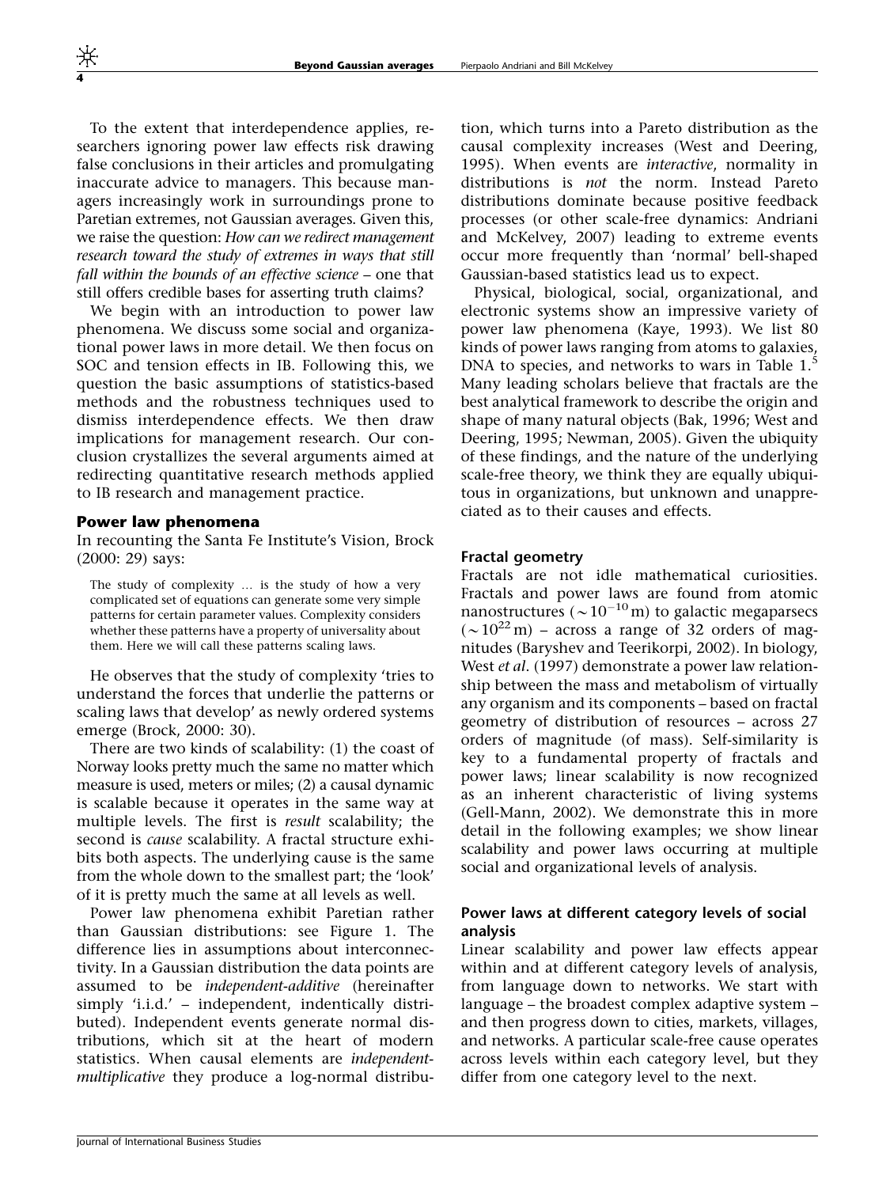To the extent that interdependence applies, researchers ignoring power law effects risk drawing false conclusions in their articles and promulgating inaccurate advice to managers. This because managers increasingly work in surroundings prone to Paretian extremes, not Gaussian averages. Given this, we raise the question: *How can we redirect management research toward the study of extremes in ways that still fall within the bounds of an effective science* – one that still offers credible bases for asserting truth claims?

We begin with an introduction to power law phenomena. We discuss some social and organizational power laws in more detail. We then focus on SOC and tension effects in IB. Following this, we question the basic assumptions of statistics-based methods and the robustness techniques used to dismiss interdependence effects. We then draw implications for management research. Our conclusion crystallizes the several arguments aimed at redirecting quantitative research methods applied to IB research and management practice.

## Power law phenomena

In recounting the Santa Fe Institute's Vision, Brock (2000: 29) says:

> The study of complexity … is the study of how a very complicated set of equations can generate some very simple patterns for certain parameter values. Complexity considers whether these patterns have a property of universality about them. Here we will call these patterns scaling laws.

He observes that the study of complexity 'tries to understand the forces that underlie the patterns or scaling laws that develop' as newly ordered systems emerge (Brock, 2000: 30).

There are two kinds of scalability: (1) the coast of Norway looks pretty much the same no matter which measure is used, meters or miles; (2) a causal dynamic is scalable because it operates in the same way at multiple levels. The first is *result* scalability; the second is *cause* scalability. A fractal structure exhibits both aspects. The underlying cause is the same from the whole down to the smallest part; the 'look' of it is pretty much the same at all levels as well.

Power law phenomena exhibit Paretian rather than Gaussian distributions: see Figure 1. The difference lies in assumptions about interconnectivity. In a Gaussian distribution the data points are assumed to be *independent-additive* (hereinafter simply 'i.i.d.' – independent, indentically distributed). Independent events generate normal distributions, which sit at the heart of modern statistics. When causal elements are *independent-multiplicative* they produce a log-normal distribution, which turns into a Pareto distribution as the causal complexity increases (West and Deering, 1995). When events are *interactive*, normality in distributions is *not* the norm. Instead Pareto distributions dominate because positive feedback processes (or other scale-free dynamics: Andriani and McKelvey, 2007) leading to extreme events occur more frequently than 'normal' bell-shaped Gaussian-based statistics lead us to expect.

Physical, biological, social, organizational, and electronic systems show an impressive variety of power law phenomena (Kaye, 1993). We list 80 kinds of power laws ranging from atoms to galaxies, DNA to species, and networks to wars in Table 1.[5] Many leading scholars believe that fractals are the best analytical framework to describe the origin and shape of many natural objects (Bak, 1996; West and Deering, 1995; Newman, 2005). Given the ubiquity of these findings, and the nature of the underlying scale-free theory, we think they are equally ubiquitous in organizations, but unknown and unappreciated as to their causes and effects.

### Fractal geometry

Fractals are not idle mathematical curiosities. Fractals and power laws are found from atomic nanostructures ($\sim 10^{-10}$ m) to galactic megaparsecs ($\sim 10^{22}$ m) – across a range of 32 orders of magnitudes (Baryshev and Teerikorpi, 2002). In biology, West *et al*. (1997) demonstrate a power law relationship between the mass and metabolism of virtually any organism and its components – based on fractal geometry of distribution of resources – across 27 orders of magnitude (of mass). Self-similarity is key to a fundamental property of fractals and power laws; linear scalability is now recognized as an inherent characteristic of living systems (Gell-Mann, 2002). We demonstrate this in more detail in the following examples; we show linear scalability and power laws occurring at multiple social and organizational levels of analysis.

### Power laws at different category levels of social analysis

Linear scalability and power law effects appear within and at different category levels of analysis, from language down to networks. We start with language – the broadest complex adaptive system – and then progress down to cities, markets, villages, and networks. A particular scale-free cause operates across levels within each category level, but they differ from one category level to the next.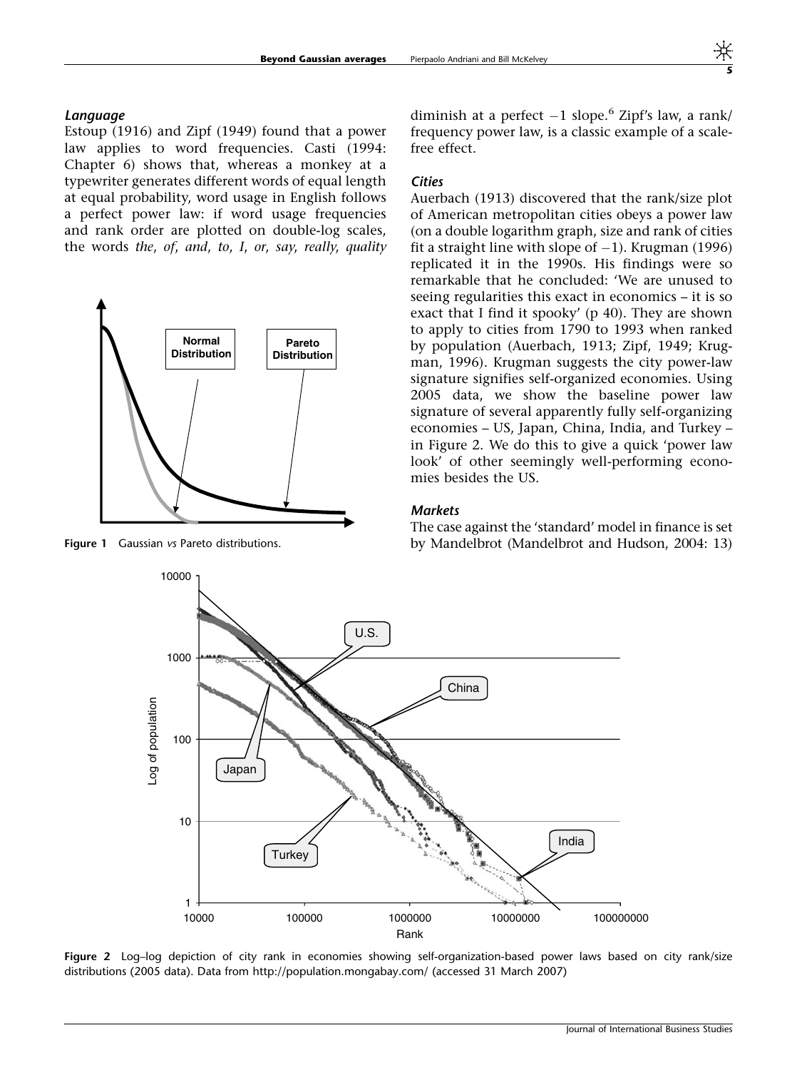### *Language*

Estoup (1916) and Zipf (1949) found that a power law applies to word frequencies. Casti (1994: Chapter 6) shows that, whereas a monkey at a typewriter generates different words of equal length at equal probability, word usage in English follows a perfect power law: if word usage frequencies and rank order are plotted on double-log scales, the words *the*, *of*, *and*, *to*, *I*, *or*, *say*, *really*, *quality* diminish at a perfect −1 slope.[6] Zipf's law, a rank/frequency power law, is a classic example of a scale-free effect.

**Figure 1** Gaussian *vs* Pareto distributions.

### *Cities*

Auerbach (1913) discovered that the rank/size plot of American metropolitan cities obeys a power law (on a double logarithm graph, size and rank of cities fit a straight line with slope of −1). Krugman (1996) replicated it in the 1990s. His findings were so remarkable that he concluded: 'We are unused to seeing regularities this exact in economics – it is so exact that I find it spooky' (p 40). They are shown to apply to cities from 1790 to 1993 when ranked by population (Auerbach, 1913; Zipf, 1949; Krugman, 1996). Krugman suggests the city power-law signature signifies self-organized economies. Using 2005 data, we show the baseline power law signature of several apparently fully self-organizing economies – US, Japan, China, India, and Turkey – in Figure 2. We do this to give a quick 'power law look' of other seemingly well-performing economies besides the US.

### *Markets*

The case against the 'standard' model in finance is set by Mandelbrot (Mandelbrot and Hudson, 2004: 13)

**Figure 2** Log–log depiction of city rank in economies showing self-organization-based power laws based on city rank/size distributions (2005 data). Data from http://population.mongabay.com/ (accessed 31 March 2007)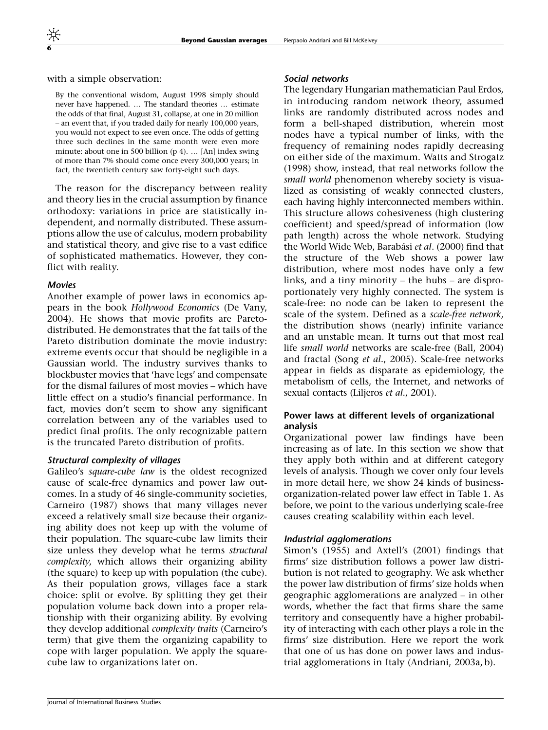with a simple observation:

> By the conventional wisdom, August 1998 simply should never have happened. … The standard theories … estimate the odds of that final, August 31, collapse, at one in 20 million – an event that, if you traded daily for nearly 100,000 years, you would not expect to see even once. The odds of getting three such declines in the same month were even more minute: about one in 500 billion (p 4). … [An] index swing of more than 7% should come once every 300,000 years; in fact, the twentieth century saw forty-eight such days.

The reason for the discrepancy between reality and theory lies in the crucial assumption by finance orthodoxy: variations in price are statistically independent, and normally distributed. These assumptions allow the use of calculus, modern probability and statistical theory, and give rise to a vast edifice of sophisticated mathematics. However, they conflict with reality.

#### *Movies*

Another example of power laws in economics appears in the book *Hollywood Economics* (De Vany, 2004). He shows that movie profits are Pareto-distributed. He demonstrates that the fat tails of the Pareto distribution dominate the movie industry: extreme events occur that should be negligible in a Gaussian world. The industry survives thanks to blockbuster movies that 'have legs' and compensate for the dismal failures of most movies – which have little effect on a studio's financial performance. In fact, movies don't seem to show any significant correlation between any of the variables used to predict final profits. The only recognizable pattern is the truncated Pareto distribution of profits.

#### *Structural complexity of villages*

Galileo's *square-cube law* is the oldest recognized cause of scale-free dynamics and power law outcomes. In a study of 46 single-community societies, Carneiro (1987) shows that many villages never exceed a relatively small size because their organizing ability does not keep up with the volume of their population. The square-cube law limits their size unless they develop what he terms *structural complexity*, which allows their organizing ability (the square) to keep up with population (the cube). As their population grows, villages face a stark choice: split or evolve. By splitting they get their population volume back down into a proper relationship with their organizing ability. By evolving they develop additional *complexity traits* (Carneiro's term) that give them the organizing capability to cope with larger population. We apply the square-cube law to organizations later on.

#### *Social networks*

The legendary Hungarian mathematician Paul Erdos, in introducing random network theory, assumed links are randomly distributed across nodes and form a bell-shaped distribution, wherein most nodes have a typical number of links, with the frequency of remaining nodes rapidly decreasing on either side of the maximum. Watts and Strogatz (1998) show, instead, that real networks follow the *small world* phenomenon whereby society is visualized as consisting of weakly connected clusters, each having highly interconnected members within. This structure allows cohesiveness (high clustering coefficient) and speed/spread of information (low path length) across the whole network. Studying the World Wide Web, Barabási *et al*. (2000) find that the structure of the Web shows a power law distribution, where most nodes have only a few links, and a tiny minority – the hubs – are disproportionately very highly connected. The system is scale-free: no node can be taken to represent the scale of the system. Defined as a *scale-free network*, the distribution shows (nearly) infinite variance and an unstable mean. It turns out that most real life *small world* networks are scale-free (Ball, 2004) and fractal (Song *et al*., 2005). Scale-free networks appear in fields as disparate as epidemiology, the metabolism of cells, the Internet, and networks of sexual contacts (Liljeros *et al*., 2001).

### Power laws at different levels of organizational analysis

Organizational power law findings have been increasing as of late. In this section we show that they apply both within and at different category levels of analysis. Though we cover only four levels in more detail here, we show 24 kinds of business-organization-related power law effect in Table 1. As before, we point to the various underlying scale-free causes creating scalability within each level.

#### *Industrial agglomerations*

Simon's (1955) and Axtell's (2001) findings that firms' size distribution follows a power law distribution is not related to geography. We ask whether the power law distribution of firms' size holds when geographic agglomerations are analyzed – in other words, whether the fact that firms share the same territory and consequently have a higher probability of interacting with each other plays a role in the firms' size distribution. Here we report the work that one of us has done on power laws and industrial agglomerations in Italy (Andriani, 2003a, b).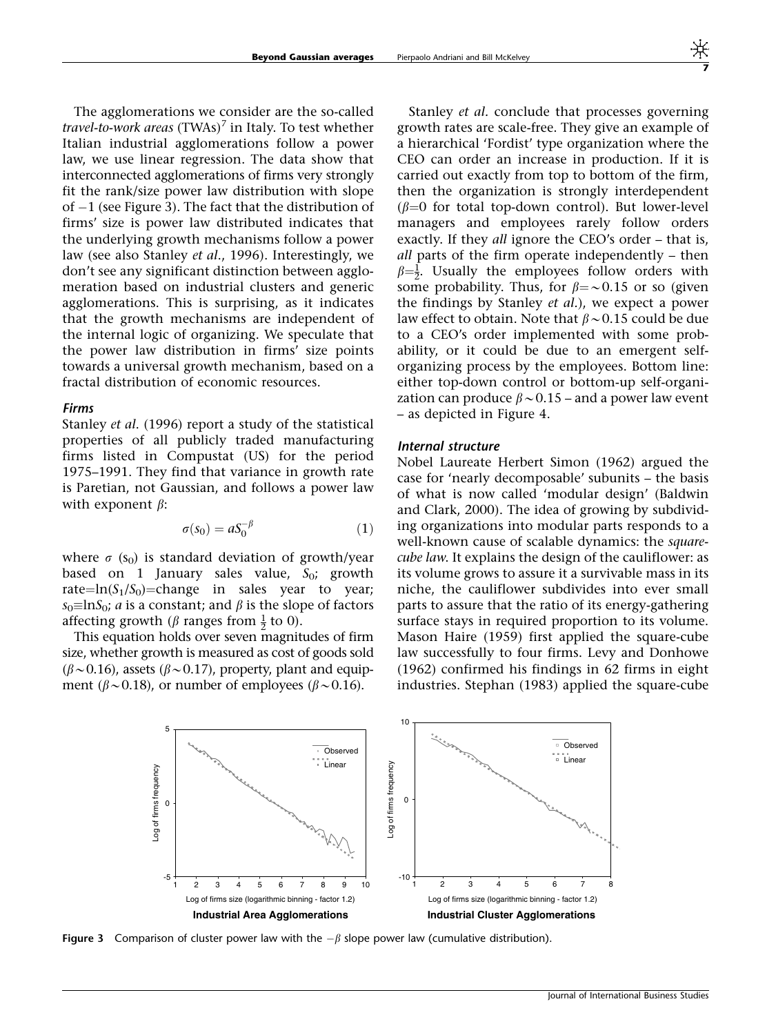The agglomerations we consider are the so-called *travel-to-work areas* (TWAs)[7] in Italy. To test whether Italian industrial agglomerations follow a power law, we use linear regression. The data show that interconnected agglomerations of firms very strongly fit the rank/size power law distribution with slope of −1 (see Figure 3). The fact that the distribution of firms' size is power law distributed indicates that the underlying growth mechanisms follow a power law (see also Stanley *et al.*, 1996). Interestingly, we don't see any significant distinction between agglomeration based on industrial clusters and generic agglomerations. This is surprising, as it indicates that the growth mechanisms are independent of the internal logic of organizing. We speculate that the power law distribution in firms' size points towards a universal growth mechanism, based on a fractal distribution of economic resources.

### *Firms*

Stanley *et al.* (1996) report a study of the statistical properties of all publicly traded manufacturing firms listed in Compustat (US) for the period 1975–1991. They find that variance in growth rate is Paretian, not Gaussian, and follows a power law with exponent $\beta$:

$$\sigma(s_0) = aS_0^{-\beta} \qquad (1)$$

where $\sigma$ $(s_0)$ is standard deviation of growth/year based on 1 January sales value, $S_0$; growth rate=$\ln(S_1/S_0)$=change in sales year to year; $s_0 \equiv \ln S_0$; $a$ is a constant; and $\beta$ is the slope of factors affecting growth ($\beta$ ranges from $\frac{1}{2}$ to 0).

This equation holds over seven magnitudes of firm size, whether growth is measured as cost of goods sold ($\beta \sim 0.16$), assets ($\beta \sim 0.17$), property, plant and equipment ($\beta \sim 0.18$), or number of employees ($\beta \sim 0.16$).

Stanley *et al.* conclude that processes governing growth rates are scale-free. They give an example of a hierarchical 'Fordist' type organization where the CEO can order an increase in production. If it is carried out exactly from top to bottom of the firm, then the organization is strongly interdependent ($\beta$=0 for total top-down control). But lower-level managers and employees rarely follow orders exactly. If they *all* ignore the CEO's order – that is, *all* parts of the firm operate independently – then $\beta = \frac{1}{2}$. Usually the employees follow orders with some probability. Thus, for $\beta = \sim 0.15$ or so (given the findings by Stanley *et al.*), we expect a power law effect to obtain. Note that $\beta \sim 0.15$ could be due to a CEO's order implemented with some probability, or it could be due to an emergent self-organizing process by the employees. Bottom line: either top-down control or bottom-up self-organization can produce $\beta \sim 0.15$ – and a power law event – as depicted in Figure 4.

### *Internal structure*

Nobel Laureate Herbert Simon (1962) argued the case for 'nearly decomposable' subunits – the basis of what is now called 'modular design' (Baldwin and Clark, 2000). The idea of growing by subdividing organizations into modular parts responds to a well-known cause of scalable dynamics: the *square-cube law*. It explains the design of the cauliflower: as its volume grows to assure it a survivable mass in its niche, the cauliflower subdivides into ever small parts to assure that the ratio of its energy-gathering surface stays in required proportion to its volume. Mason Haire (1959) first applied the square-cube law successfully to four firms. Levy and Donhowe (1962) confirmed his findings in 62 firms in eight industries. Stephan (1983) applied the square-cube

**Figure 3** Comparison of cluster power law with the $-\beta$ slope power law (cumulative distribution).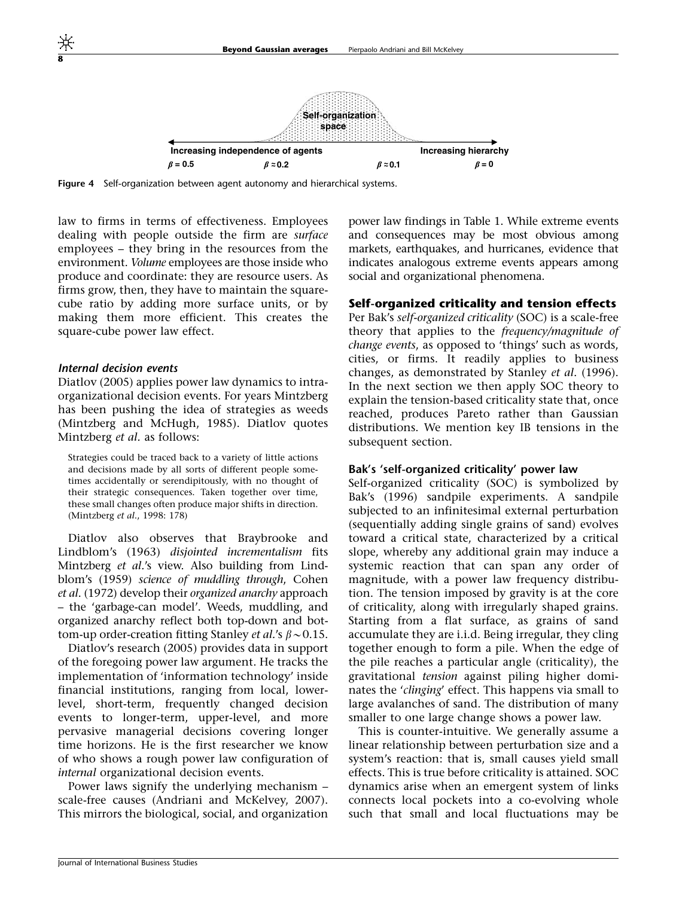Figure 4 Self-organization between agent autonomy and hierarchical systems.

law to firms in terms of effectiveness. Employees dealing with people outside the firm are *surface* employees – they bring in the resources from the environment. *Volume* employees are those inside who produce and coordinate: they are resource users. As firms grow, then, they have to maintain the square-cube ratio by adding more surface units, or by making them more efficient. This creates the square-cube power law effect.

#### *Internal decision events*

Diatlov (2005) applies power law dynamics to intra-organizational decision events. For years Mintzberg has been pushing the idea of strategies as weeds (Mintzberg and McHugh, 1985). Diatlov quotes Mintzberg *et al.* as follows:

> Strategies could be traced back to a variety of little actions and decisions made by all sorts of different people sometimes accidentally or serendipitously, with no thought of their strategic consequences. Taken together over time, these small changes often produce major shifts in direction. (Mintzberg *et al.*, 1998: 178)

Diatlov also observes that Braybrooke and Lindblom's (1963) *disjointed incrementalism* fits Mintzberg *et al.*'s view. Also building from Lindblom's (1959) *science of muddling through*, Cohen *et al*. (1972) develop their *organized anarchy* approach – the 'garbage-can model'. Weeds, muddling, and organized anarchy reflect both top-down and bottom-up order-creation fitting Stanley *et al.*'s $\beta \sim 0.15$.

Diatlov's research (2005) provides data in support of the foregoing power law argument. He tracks the implementation of 'information technology' inside financial institutions, ranging from local, lower-level, short-term, frequently changed decision events to longer-term, upper-level, and more pervasive managerial decisions covering longer time horizons. He is the first researcher we know of who shows a rough power law configuration of *internal* organizational decision events.

Power laws signify the underlying mechanism – scale-free causes (Andriani and McKelvey, 2007). This mirrors the biological, social, and organization power law findings in Table 1. While extreme events and consequences may be most obvious among markets, earthquakes, and hurricanes, evidence that indicates analogous extreme events appears among social and organizational phenomena.

### Self-organized criticality and tension effects

Per Bak's *self-organized criticality* (SOC) is a scale-free theory that applies to the *frequency/magnitude of change events*, as opposed to 'things' such as words, cities, or firms. It readily applies to business changes, as demonstrated by Stanley *et al*. (1996). In the next section we then apply SOC theory to explain the tension-based criticality state that, once reached, produces Pareto rather than Gaussian distributions. We mention key IB tensions in the subsequent section.

#### Bak's 'self-organized criticality' power law

Self-organized criticality (SOC) is symbolized by Bak's (1996) sandpile experiments. A sandpile subjected to an infinitesimal external perturbation (sequentially adding single grains of sand) evolves toward a critical state, characterized by a critical slope, whereby any additional grain may induce a systemic reaction that can span any order of magnitude, with a power law frequency distribution. The tension imposed by gravity is at the core of criticality, along with irregularly shaped grains. Starting from a flat surface, as grains of sand accumulate they are i.i.d. Being irregular, they cling together enough to form a pile. When the edge of the pile reaches a particular angle (criticality), the gravitational *tension* against piling higher dominates the '*clinging*' effect. This happens via small to large avalanches of sand. The distribution of many smaller to one large change shows a power law.

This is counter-intuitive. We generally assume a linear relationship between perturbation size and a system's reaction: that is, small causes yield small effects. This is true before criticality is attained. SOC dynamics arise when an emergent system of links connects local pockets into a co-evolving whole such that small and local fluctuations may be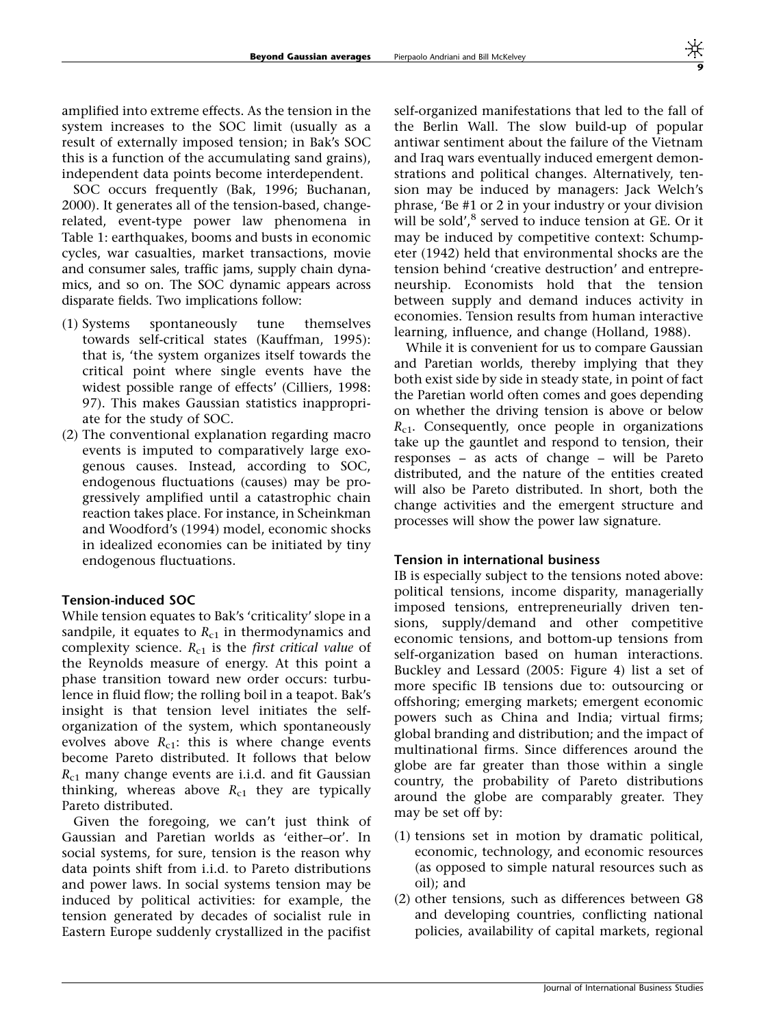amplified into extreme effects. As the tension in the system increases to the SOC limit (usually as a result of externally imposed tension; in Bak's SOC this is a function of the accumulating sand grains), independent data points become interdependent.

SOC occurs frequently (Bak, 1996; Buchanan, 2000). It generates all of the tension-based, change-related, event-type power law phenomena in Table 1: earthquakes, booms and busts in economic cycles, war casualties, market transactions, movie and consumer sales, traffic jams, supply chain dynamics, and so on. The SOC dynamic appears across disparate fields. Two implications follow:

(1) Systems spontaneously tune themselves towards self-critical states (Kauffman, 1995): that is, 'the system organizes itself towards the critical point where single events have the widest possible range of effects' (Cilliers, 1998: 97). This makes Gaussian statistics inappropriate for the study of SOC.
(2) The conventional explanation regarding macro events is imputed to comparatively large exogenous causes. Instead, according to SOC, endogenous fluctuations (causes) may be progressively amplified until a catastrophic chain reaction takes place. For instance, in Scheinkman and Woodford's (1994) model, economic shocks in idealized economies can be initiated by tiny endogenous fluctuations.

### Tension-induced SOC

While tension equates to Bak's 'criticality' slope in a sandpile, it equates to $R_{c1}$ in thermodynamics and complexity science. $R_{c1}$ is the *first critical value* of the Reynolds measure of energy. At this point a phase transition toward new order occurs: turbulence in fluid flow; the rolling boil in a teapot. Bak's insight is that tension level initiates the self-organization of the system, which spontaneously evolves above $R_{c1}$: this is where change events become Pareto distributed. It follows that below $R_{c1}$ many change events are i.i.d. and fit Gaussian thinking, whereas above $R_{c1}$ they are typically Pareto distributed.

Given the foregoing, we can't just think of Gaussian and Paretian worlds as 'either–or'. In social systems, for sure, tension is the reason why data points shift from i.i.d. to Pareto distributions and power laws. In social systems tension may be induced by political activities: for example, the tension generated by decades of socialist rule in Eastern Europe suddenly crystallized in the pacifist self-organized manifestations that led to the fall of the Berlin Wall. The slow build-up of popular antiwar sentiment about the failure of the Vietnam and Iraq wars eventually induced emergent demonstrations and political changes. Alternatively, tension may be induced by managers: Jack Welch's phrase, 'Be #1 or 2 in your industry or your division will be sold',[8] served to induce tension at GE. Or it may be induced by competitive context: Schumpeter (1942) held that environmental shocks are the tension behind 'creative destruction' and entrepreneurship. Economists hold that the tension between supply and demand induces activity in economies. Tension results from human interactive learning, influence, and change (Holland, 1988).

While it is convenient for us to compare Gaussian and Paretian worlds, thereby implying that they both exist side by side in steady state, in point of fact the Paretian world often comes and goes depending on whether the driving tension is above or below $R_{c1}$. Consequently, once people in organizations take up the gauntlet and respond to tension, their responses – as acts of change – will be Pareto distributed, and the nature of the entities created will also be Pareto distributed. In short, both the change activities and the emergent structure and processes will show the power law signature.

### Tension in international business

IB is especially subject to the tensions noted above: political tensions, income disparity, managerially imposed tensions, entrepreneurially driven tensions, supply/demand and other competitive economic tensions, and bottom-up tensions from self-organization based on human interactions. Buckley and Lessard (2005: Figure 4) list a set of more specific IB tensions due to: outsourcing or offshoring; emerging markets; emergent economic powers such as China and India; virtual firms; global branding and distribution; and the impact of multinational firms. Since differences around the globe are far greater than those within a single country, the probability of Pareto distributions around the globe are comparably greater. They may be set off by:

(1) tensions set in motion by dramatic political, economic, technology, and economic resources (as opposed to simple natural resources such as oil); and
(2) other tensions, such as differences between G8 and developing countries, conflicting national policies, availability of capital markets, regional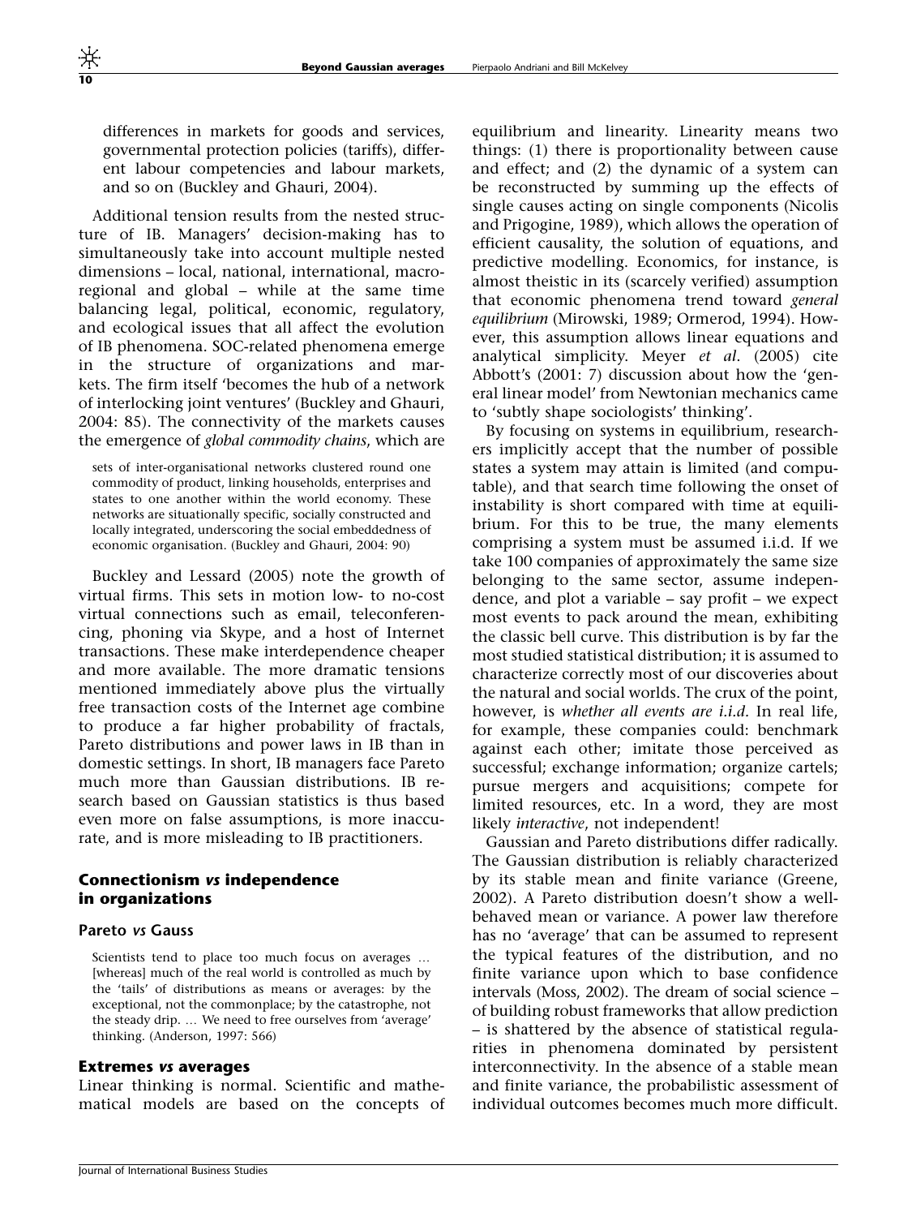differences in markets for goods and services, governmental protection policies (tariffs), different labour competencies and labour markets, and so on (Buckley and Ghauri, 2004).

Additional tension results from the nested structure of IB. Managers' decision-making has to simultaneously take into account multiple nested dimensions – local, national, international, macro-regional and global – while at the same time balancing legal, political, economic, regulatory, and ecological issues that all affect the evolution of IB phenomena. SOC-related phenomena emerge in the structure of organizations and markets. The firm itself 'becomes the hub of a network of interlocking joint ventures' (Buckley and Ghauri, 2004: 85). The connectivity of the markets causes the emergence of *global commodity chains*, which are

> sets of inter-organisational networks clustered round one commodity of product, linking households, enterprises and states to one another within the world economy. These networks are situationally specific, socially constructed and locally integrated, underscoring the social embeddedness of economic organisation. (Buckley and Ghauri, 2004: 90)

Buckley and Lessard (2005) note the growth of virtual firms. This sets in motion low- to no-cost virtual connections such as email, teleconferencing, phoning via Skype, and a host of Internet transactions. These make interdependence cheaper and more available. The more dramatic tensions mentioned immediately above plus the virtually free transaction costs of the Internet age combine to produce a far higher probability of fractals, Pareto distributions and power laws in IB than in domestic settings. In short, IB managers face Pareto much more than Gaussian distributions. IB research based on Gaussian statistics is thus based even more on false assumptions, is more inaccurate, and is more misleading to IB practitioners.

## Connectionism *vs* independence in organizations

### Pareto *vs* Gauss

> Scientists tend to place too much focus on averages … [whereas] much of the real world is controlled as much by the 'tails' of distributions as means or averages: by the exceptional, not the commonplace; by the catastrophe, not the steady drip. … We need to free ourselves from 'average' thinking. (Anderson, 1997: 566)

### Extremes *vs* averages

Linear thinking is normal. Scientific and mathematical models are based on the concepts of equilibrium and linearity. Linearity means two things: (1) there is proportionality between cause and effect; and (2) the dynamic of a system can be reconstructed by summing up the effects of single causes acting on single components (Nicolis and Prigogine, 1989), which allows the operation of efficient causality, the solution of equations, and predictive modelling. Economics, for instance, is almost theistic in its (scarcely verified) assumption that economic phenomena trend toward *general equilibrium* (Mirowski, 1989; Ormerod, 1994). However, this assumption allows linear equations and analytical simplicity. Meyer *et al*. (2005) cite Abbott's (2001: 7) discussion about how the 'general linear model' from Newtonian mechanics came to 'subtly shape sociologists' thinking'.

By focusing on systems in equilibrium, researchers implicitly accept that the number of possible states a system may attain is limited (and computable), and that search time following the onset of instability is short compared with time at equilibrium. For this to be true, the many elements comprising a system must be assumed i.i.d. If we take 100 companies of approximately the same size belonging to the same sector, assume independence, and plot a variable – say profit – we expect most events to pack around the mean, exhibiting the classic bell curve. This distribution is by far the most studied statistical distribution; it is assumed to characterize correctly most of our discoveries about the natural and social worlds. The crux of the point, however, is *whether all events are i.i.d*. In real life, for example, these companies could: benchmark against each other; imitate those perceived as successful; exchange information; organize cartels; pursue mergers and acquisitions; compete for limited resources, etc. In a word, they are most likely *interactive*, not independent!

Gaussian and Pareto distributions differ radically. The Gaussian distribution is reliably characterized by its stable mean and finite variance (Greene, 2002). A Pareto distribution doesn't show a well-behaved mean or variance. A power law therefore has no 'average' that can be assumed to represent the typical features of the distribution, and no finite variance upon which to base confidence intervals (Moss, 2002). The dream of social science – of building robust frameworks that allow prediction – is shattered by the absence of statistical regularities in phenomena dominated by persistent interconnectivity. In the absence of a stable mean and finite variance, the probabilistic assessment of individual outcomes becomes much more difficult.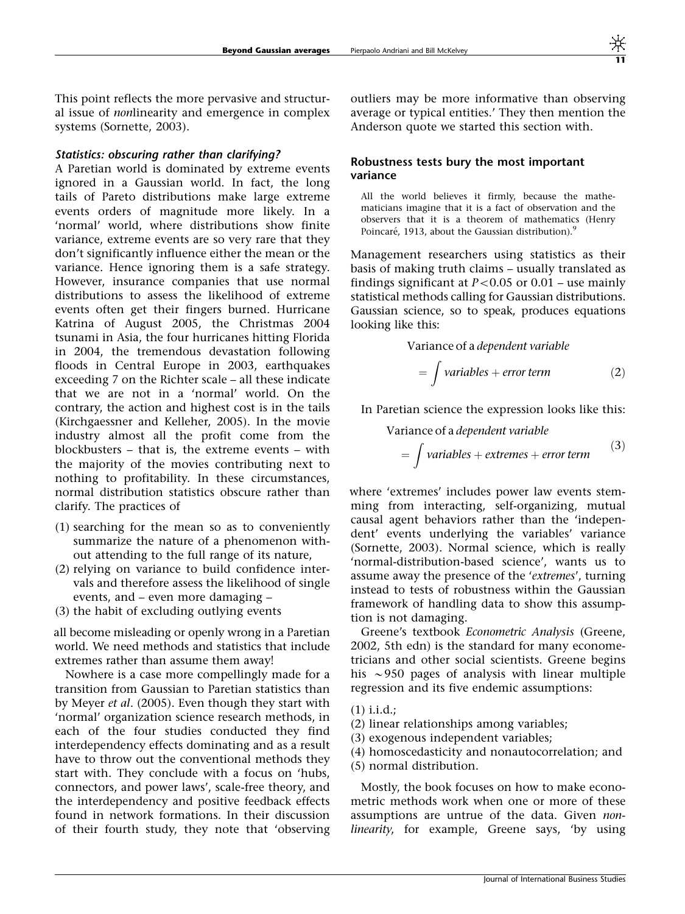This point reflects the more pervasive and structural issue of *non*linearity and emergence in complex systems (Sornette, 2003).

#### *Statistics: obscuring rather than clarifying?*

A Paretian world is dominated by extreme events ignored in a Gaussian world. In fact, the long tails of Pareto distributions make large extreme events orders of magnitude more likely. In a 'normal' world, where distributions show finite variance, extreme events are so very rare that they don't significantly influence either the mean or the variance. Hence ignoring them is a safe strategy. However, insurance companies that use normal distributions to assess the likelihood of extreme events often get their fingers burned. Hurricane Katrina of August 2005, the Christmas 2004 tsunami in Asia, the four hurricanes hitting Florida in 2004, the tremendous devastation following floods in Central Europe in 2003, earthquakes exceeding 7 on the Richter scale – all these indicate that we are not in a 'normal' world. On the contrary, the action and highest cost is in the tails (Kirchgaessner and Kelleher, 2005). In the movie industry almost all the profit come from the blockbusters – that is, the extreme events – with the majority of the movies contributing next to nothing to profitability. In these circumstances, normal distribution statistics obscure rather than clarify. The practices of

(1) searching for the mean so as to conveniently summarize the nature of a phenomenon without attending to the full range of its nature,
(2) relying on variance to build confidence intervals and therefore assess the likelihood of single events, and – even more damaging –
(3) the habit of excluding outlying events

all become misleading or openly wrong in a Paretian world. We need methods and statistics that include extremes rather than assume them away!

Nowhere is a case more compellingly made for a transition from Gaussian to Paretian statistics than by Meyer *et al*. (2005). Even though they start with 'normal' organization science research methods, in each of the four studies conducted they find interdependency effects dominating and as a result have to throw out the conventional methods they start with. They conclude with a focus on 'hubs, connectors, and power laws', scale-free theory, and the interdependency and positive feedback effects found in network formations. In their discussion of their fourth study, they note that 'observing outliers may be more informative than observing average or typical entities.' They then mention the Anderson quote we started this section with.

### Robustness tests bury the most important variance

> All the world believes it firmly, because the mathematicians imagine that it is a fact of observation and the observers that it is a theorem of mathematics (Henry Poincaré, 1913, about the Gaussian distribution).[9]

Management researchers using statistics as their basis of making truth claims – usually translated as findings significant at $P<0.05$ or 0.01 – use mainly statistical methods calling for Gaussian distributions. Gaussian science, so to speak, produces equations looking like this:

$$\text{Variance of a } \textit{dependent variable} = \int \textit{variables} + \textit{error term} \qquad (2)$$

In Paretian science the expression looks like this:

$$\text{Variance of a } \textit{dependent variable} = \int \textit{variables} + \textit{extremes} + \textit{error term} \qquad (3)$$

where 'extremes' includes power law events stemming from interacting, self-organizing, mutual causal agent behaviors rather than the 'independent' events underlying the variables' variance (Sornette, 2003). Normal science, which is really 'normal-distribution-based science', wants us to assume away the presence of the '*extremes*', turning instead to tests of robustness within the Gaussian framework of handling data to show this assumption is not damaging.

Greene's textbook *Econometric Analysis* (Greene, 2002, 5th edn) is the standard for many econometricians and other social scientists. Greene begins his ~950 pages of analysis with linear multiple regression and its five endemic assumptions:

(1) i.i.d.;
(2) linear relationships among variables;
(3) exogenous independent variables;
(4) homoscedasticity and nonautocorrelation; and
(5) normal distribution.

Mostly, the book focuses on how to make econometric methods work when one or more of these assumptions are untrue of the data. Given *nonlinearity*, for example, Greene says, 'by using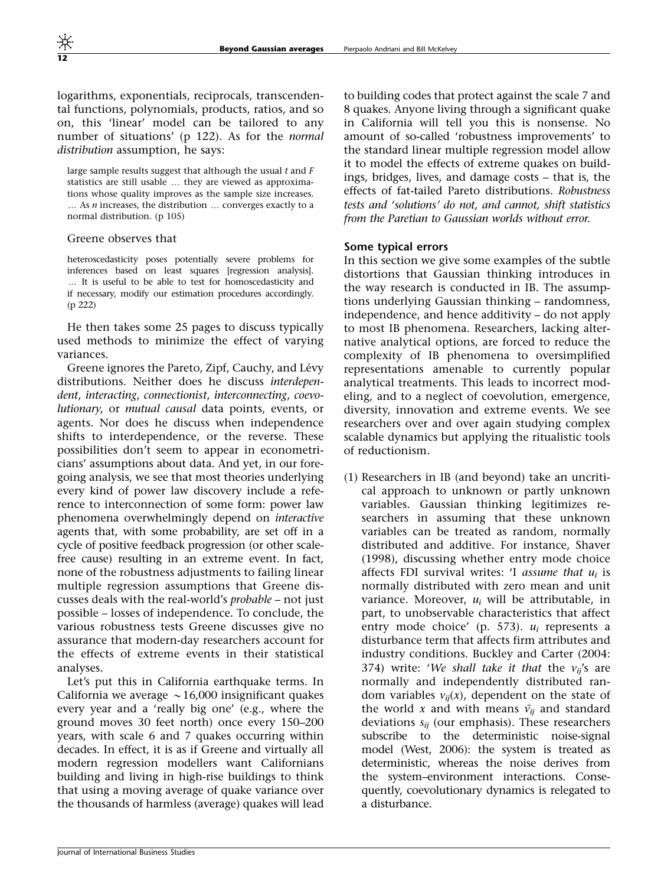logarithms, exponentials, reciprocals, transcendental functions, polynomials, products, ratios, and so on, this 'linear' model can be tailored to any number of situations' (p 122). As for the *normal distribution* assumption, he says:

> large sample results suggest that although the usual *t* and *F* statistics are still usable … they are viewed as approximations whose quality improves as the sample size increases. … As *n* increases, the distribution … converges exactly to a normal distribution. (p 105)

Greene observes that

> heteroscedasticity poses potentially severe problems for inferences based on least squares [regression analysis]. … It is useful to be able to test for homoscedasticity and if necessary, modify our estimation procedures accordingly. (p 222)

He then takes some 25 pages to discuss typically used methods to minimize the effect of varying variances.

Greene ignores the Pareto, Zipf, Cauchy, and Lévy distributions. Neither does he discuss *interdependent*, *interacting*, *connectionist*, *interconnecting*, *coevolutionary*, or *mutual causal* data points, events, or agents. Nor does he discuss when independence shifts to interdependence, or the reverse. These possibilities don't seem to appear in econometricians' assumptions about data. And yet, in our foregoing analysis, we see that most theories underlying every kind of power law discovery include a reference to interconnection of some form: power law phenomena overwhelmingly depend on *interactive* agents that, with some probability, are set off in a cycle of positive feedback progression (or other scale-free cause) resulting in an extreme event. In fact, none of the robustness adjustments to failing linear multiple regression assumptions that Greene discusses deals with the real-world's *probable* – not just possible – losses of independence. To conclude, the various robustness tests Greene discusses give no assurance that modern-day researchers account for the effects of extreme events in their statistical analyses.

Let's put this in California earthquake terms. In California we average ~16,000 insignificant quakes every year and a 'really big one' (e.g., where the ground moves 30 feet north) once every 150–200 years, with scale 6 and 7 quakes occurring within decades. In effect, it is as if Greene and virtually all modern regression modellers want Californians building and living in high-rise buildings to think that using a moving average of quake variance over the thousands of harmless (average) quakes will lead to building codes that protect against the scale 7 and 8 quakes. Anyone living through a significant quake in California will tell you this is nonsense. No amount of so-called 'robustness improvements' to the standard linear multiple regression model allow it to model the effects of extreme quakes on buildings, bridges, lives, and damage costs – that is, the effects of fat-tailed Pareto distributions. *Robustness tests and 'solutions' do not, and cannot, shift statistics from the Paretian to Gaussian worlds without error.*

### Some typical errors

In this section we give some examples of the subtle distortions that Gaussian thinking introduces in the way research is conducted in IB. The assumptions underlying Gaussian thinking – randomness, independence, and hence additivity – do not apply to most IB phenomena. Researchers, lacking alternative analytical options, are forced to reduce the complexity of IB phenomena to oversimplified representations amenable to currently popular analytical treatments. This leads to incorrect modeling, and to a neglect of coevolution, emergence, diversity, innovation and extreme events. We see researchers over and over again studying complex scalable dynamics but applying the ritualistic tools of reductionism.

(1) Researchers in IB (and beyond) take an uncritical approach to unknown or partly unknown variables. Gaussian thinking legitimizes researchers in assuming that these unknown variables can be treated as random, normally distributed and additive. For instance, Shaver (1998), discussing whether entry mode choice affects FDI survival writes: 'I *assume that* $u_i$ is normally distributed with zero mean and unit variance. Moreover, $u_i$ will be attributable, in part, to unobservable characteristics that affect entry mode choice' (p. 573). $u_i$ represents a disturbance term that affects firm attributes and industry conditions. Buckley and Carter (2004: 374) write: '*We shall take it that* the $v_{ij}$'s are normally and independently distributed random variables $v_{ij}(x)$, dependent on the state of the world $x$ and with means $\bar{v}_{ij}$ and standard deviations $s_{ij}$ (our emphasis). These researchers subscribe to the deterministic noise-signal model (West, 2006): the system is treated as deterministic, whereas the noise derives from the system–environment interactions. Consequently, coevolutionary dynamics is relegated to a disturbance.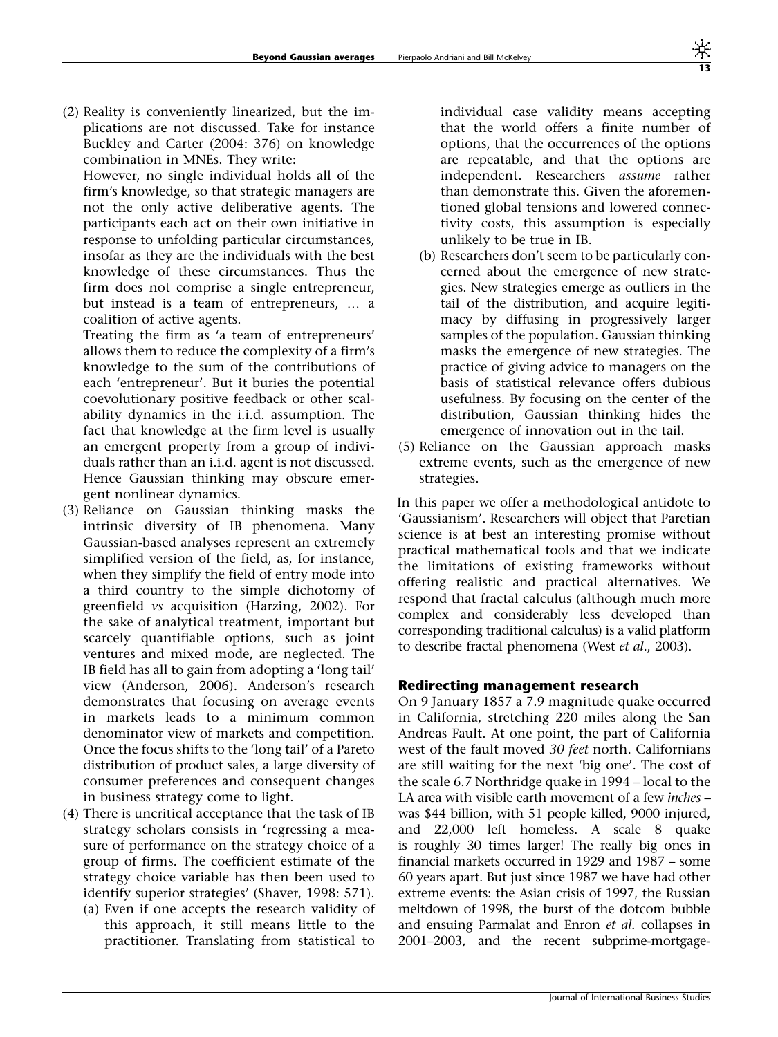(2) Reality is conveniently linearized, but the implications are not discussed. Take for instance Buckley and Carter (2004: 376) on knowledge combination in MNEs. They write:

   However, no single individual holds all of the firm's knowledge, so that strategic managers are not the only active deliberative agents. The participants each act on their own initiative in response to unfolding particular circumstances, insofar as they are the individuals with the best knowledge of these circumstances. Thus the firm does not comprise a single entrepreneur, but instead is a team of entrepreneurs, … a coalition of active agents.

   Treating the firm as 'a team of entrepreneurs' allows them to reduce the complexity of a firm's knowledge to the sum of the contributions of each 'entrepreneur'. But it buries the potential coevolutionary positive feedback or other scalability dynamics in the i.i.d. assumption. The fact that knowledge at the firm level is usually an emergent property from a group of individuals rather than an i.i.d. agent is not discussed. Hence Gaussian thinking may obscure emergent nonlinear dynamics.

(3) Reliance on Gaussian thinking masks the intrinsic diversity of IB phenomena. Many Gaussian-based analyses represent an extremely simplified version of the field, as, for instance, when they simplify the field of entry mode into a third country to the simple dichotomy of greenfield *vs* acquisition (Harzing, 2002). For the sake of analytical treatment, important but scarcely quantifiable options, such as joint ventures and mixed mode, are neglected. The IB field has all to gain from adopting a 'long tail' view (Anderson, 2006). Anderson's research demonstrates that focusing on average events in markets leads to a minimum common denominator view of markets and competition. Once the focus shifts to the 'long tail' of a Pareto distribution of product sales, a large diversity of consumer preferences and consequent changes in business strategy come to light.

(4) There is uncritical acceptance that the task of IB strategy scholars consists in 'regressing a measure of performance on the strategy choice of a group of firms. The coefficient estimate of the strategy choice variable has then been used to identify superior strategies' (Shaver, 1998: 571).
   (a) Even if one accepts the research validity of this approach, it still means little to the practitioner. Translating from statistical to individual case validity means accepting that the world offers a finite number of options, that the occurrences of the options are repeatable, and that the options are independent. Researchers *assume* rather than demonstrate this. Given the aforementioned global tensions and lowered connectivity costs, this assumption is especially unlikely to be true in IB.
   (b) Researchers don't seem to be particularly concerned about the emergence of new strategies. New strategies emerge as outliers in the tail of the distribution, and acquire legitimacy by diffusing in progressively larger samples of the population. Gaussian thinking masks the emergence of new strategies. The practice of giving advice to managers on the basis of statistical relevance offers dubious usefulness. By focusing on the center of the distribution, Gaussian thinking hides the emergence of innovation out in the tail.

(5) Reliance on the Gaussian approach masks extreme events, such as the emergence of new strategies.

In this paper we offer a methodological antidote to 'Gaussianism'. Researchers will object that Paretian science is at best an interesting promise without practical mathematical tools and that we indicate the limitations of existing frameworks without offering realistic and practical alternatives. We respond that fractal calculus (although much more complex and considerably less developed than corresponding traditional calculus) is a valid platform to describe fractal phenomena (West *et al.*, 2003).

### Redirecting management research

On 9 January 1857 a 7.9 magnitude quake occurred in California, stretching 220 miles along the San Andreas Fault. At one point, the part of California west of the fault moved *30 feet* north. Californians are still waiting for the next 'big one'. The cost of the scale 6.7 Northridge quake in 1994 – local to the LA area with visible earth movement of a few *inches* – was $44 billion, with 51 people killed, 9000 injured, and 22,000 left homeless. A scale 8 quake is roughly 30 times larger! The really big ones in financial markets occurred in 1929 and 1987 – some 60 years apart. But just since 1987 we have had other extreme events: the Asian crisis of 1997, the Russian meltdown of 1998, the burst of the dotcom bubble and ensuing Parmalat and Enron *et al.* collapses in 2001–2003, and the recent subprime-mortgage-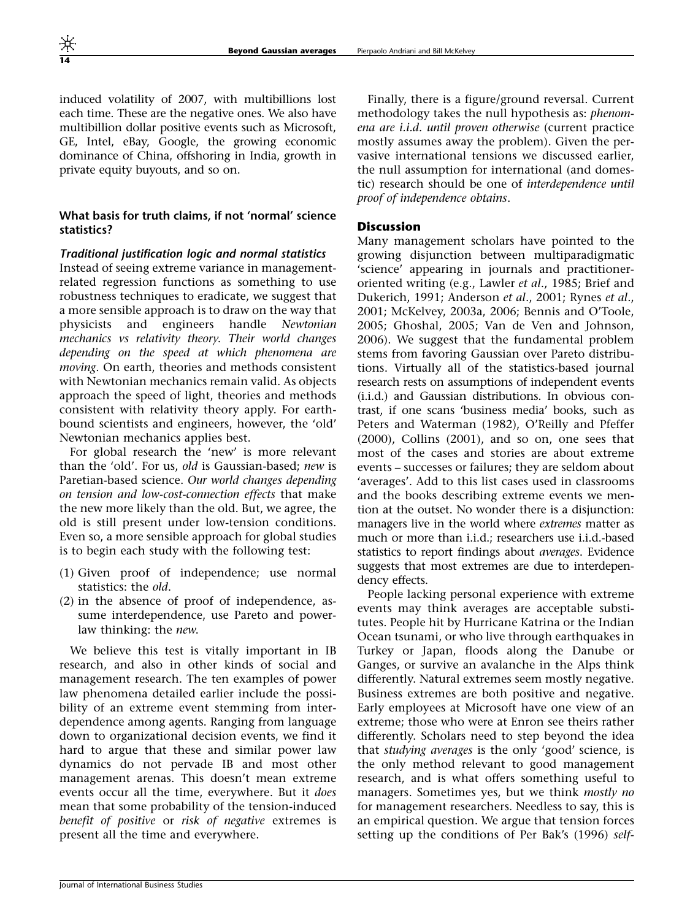induced volatility of 2007, with multibillions lost each time. These are the negative ones. We also have multibillion dollar positive events such as Microsoft, GE, Intel, eBay, Google, the growing economic dominance of China, offshoring in India, growth in private equity buyouts, and so on.

### What basis for truth claims, if not 'normal' science statistics?

#### *Traditional justification logic and normal statistics*

Instead of seeing extreme variance in management-related regression functions as something to use robustness techniques to eradicate, we suggest that a more sensible approach is to draw on the way that physicists and engineers handle *Newtonian mechanics vs relativity theory. Their world changes depending on the speed at which phenomena are moving*. On earth, theories and methods consistent with Newtonian mechanics remain valid. As objects approach the speed of light, theories and methods consistent with relativity theory apply. For earth-bound scientists and engineers, however, the 'old' Newtonian mechanics applies best.

For global research the 'new' is more relevant than the 'old'. For us, *old* is Gaussian-based; *new* is Paretian-based science. *Our world changes depending on tension and low-cost-connection effects* that make the new more likely than the old. But, we agree, the old is still present under low-tension conditions. Even so, a more sensible approach for global studies is to begin each study with the following test:

(1) Given proof of independence; use normal statistics: the *old*.
(2) in the absence of proof of independence, assume interdependence, use Pareto and power-law thinking: the *new*.

We believe this test is vitally important in IB research, and also in other kinds of social and management research. The ten examples of power law phenomena detailed earlier include the possibility of an extreme event stemming from interdependence among agents. Ranging from language down to organizational decision events, we find it hard to argue that these and similar power law dynamics do not pervade IB and most other management arenas. This doesn't mean extreme events occur all the time, everywhere. But it *does* mean that some probability of the tension-induced *benefit of positive* or *risk of negative* extremes is present all the time and everywhere.

Finally, there is a figure/ground reversal. Current methodology takes the null hypothesis as: *phenomena are i.i.d. until proven otherwise* (current practice mostly assumes away the problem). Given the pervasive international tensions we discussed earlier, the null assumption for international (and domestic) research should be one of *interdependence until proof of independence obtains*.

## Discussion

Many management scholars have pointed to the growing disjunction between multiparadigmatic 'science' appearing in journals and practitioner-oriented writing (e.g., Lawler *et al*., 1985; Brief and Dukerich, 1991; Anderson *et al*., 2001; Rynes *et al*., 2001; McKelvey, 2003a, 2006; Bennis and O'Toole, 2005; Ghoshal, 2005; Van de Ven and Johnson, 2006). We suggest that the fundamental problem stems from favoring Gaussian over Pareto distributions. Virtually all of the statistics-based journal research rests on assumptions of independent events (i.i.d.) and Gaussian distributions. In obvious contrast, if one scans 'business media' books, such as Peters and Waterman (1982), O'Reilly and Pfeffer (2000), Collins (2001), and so on, one sees that most of the cases and stories are about extreme events – successes or failures; they are seldom about 'averages'. Add to this list cases used in classrooms and the books describing extreme events we mention at the outset. No wonder there is a disjunction: managers live in the world where *extremes* matter as much or more than i.i.d.; researchers use i.i.d.-based statistics to report findings about *averages*. Evidence suggests that most extremes are due to interdependency effects.

People lacking personal experience with extreme events may think averages are acceptable substitutes. People hit by Hurricane Katrina or the Indian Ocean tsunami, or who live through earthquakes in Turkey or Japan, floods along the Danube or Ganges, or survive an avalanche in the Alps think differently. Natural extremes seem mostly negative. Business extremes are both positive and negative. Early employees at Microsoft have one view of an extreme; those who were at Enron see theirs rather differently. Scholars need to step beyond the idea that *studying averages* is the only 'good' science, is the only method relevant to good management research, and is what offers something useful to managers. Sometimes yes, but we think *mostly no* for management researchers. Needless to say, this is an empirical question. We argue that tension forces setting up the conditions of Per Bak's (1996) *self-*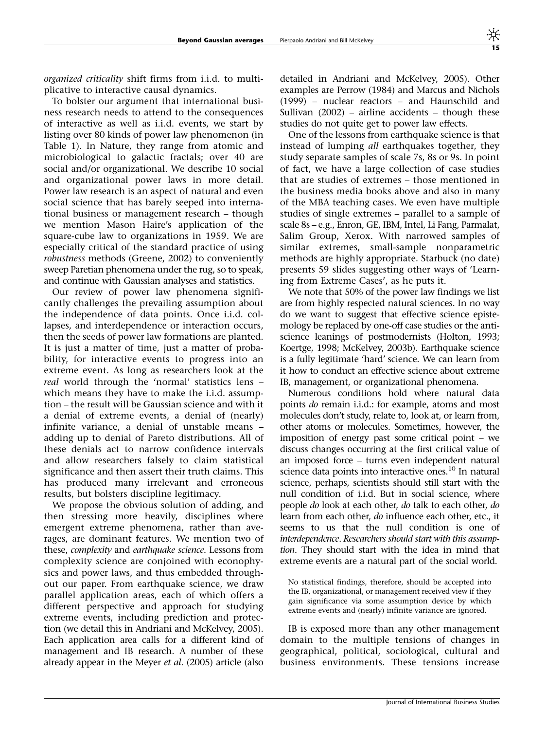*organized criticality* shift firms from i.i.d. to multiplicative to interactive causal dynamics.

To bolster our argument that international business research needs to attend to the consequences of interactive as well as i.i.d. events, we start by listing over 80 kinds of power law phenomenon (in Table 1). In Nature, they range from atomic and microbiological to galactic fractals; over 40 are social and/or organizational. We describe 10 social and organizational power laws in more detail. Power law research is an aspect of natural and even social science that has barely seeped into international business or management research – though we mention Mason Haire's application of the square-cube law to organizations in 1959. We are especially critical of the standard practice of using *robustness* methods (Greene, 2002) to conveniently sweep Paretian phenomena under the rug, so to speak, and continue with Gaussian analyses and statistics.

Our review of power law phenomena significantly challenges the prevailing assumption about the independence of data points. Once i.i.d. collapses, and interdependence or interaction occurs, then the seeds of power law formations are planted. It is just a matter of time, just a matter of probability, for interactive events to progress into an extreme event. As long as researchers look at the *real* world through the 'normal' statistics lens – which means they have to make the i.i.d. assumption – the result will be Gaussian science and with it a denial of extreme events, a denial of (nearly) infinite variance, a denial of unstable means – adding up to denial of Pareto distributions. All of these denials act to narrow confidence intervals and allow researchers falsely to claim statistical significance and then assert their truth claims. This has produced many irrelevant and erroneous results, but bolsters discipline legitimacy.

We propose the obvious solution of adding, and then stressing more heavily, disciplines where emergent extreme phenomena, rather than averages, are dominant features. We mention two of these, *complexity* and *earthquake science*. Lessons from complexity science are conjoined with econophysics and power laws, and thus embedded throughout our paper. From earthquake science, we draw parallel application areas, each of which offers a different perspective and approach for studying extreme events, including prediction and protection (we detail this in Andriani and McKelvey, 2005). Each application area calls for a different kind of management and IB research. A number of these already appear in the Meyer *et al*. (2005) article (also detailed in Andriani and McKelvey, 2005). Other examples are Perrow (1984) and Marcus and Nichols (1999) – nuclear reactors – and Haunschild and Sullivan (2002) – airline accidents – though these studies do not quite get to power law effects.

One of the lessons from earthquake science is that instead of lumping *all* earthquakes together, they study separate samples of scale 7s, 8s or 9s. In point of fact, we have a large collection of case studies that are studies of extremes – those mentioned in the business media books above and also in many of the MBA teaching cases. We even have multiple studies of single extremes – parallel to a sample of scale 8s – e.g., Enron, GE, IBM, Intel, Li Fang, Parmalat, Salim Group, Xerox. With narrowed samples of similar extremes, small-sample nonparametric methods are highly appropriate. Starbuck (no date) presents 59 slides suggesting other ways of 'Learning from Extreme Cases', as he puts it.

We note that 50% of the power law findings we list are from highly respected natural sciences. In no way do we want to suggest that effective science epistemology be replaced by one-off case studies or the anti-science leanings of postmodernists (Holton, 1993; Koertge, 1998; McKelvey, 2003b). Earthquake science is a fully legitimate 'hard' science. We can learn from it how to conduct an effective science about extreme IB, management, or organizational phenomena.

Numerous conditions hold where natural data points *do* remain i.i.d.: for example, atoms and most molecules don't study, relate to, look at, or learn from, other atoms or molecules. Sometimes, however, the imposition of energy past some critical point – we discuss changes occurring at the first critical value of an imposed force – turns even independent natural science data points into interactive ones.[10] In natural science, perhaps, scientists should still start with the null condition of i.i.d. But in social science, where people *do* look at each other, *do* talk to each other, *do* learn from each other, *do* influence each other, etc., it seems to us that the null condition is one of *interdependence*. *Researchers should start with this assumption*. They should start with the idea in mind that extreme events are a natural part of the social world.

> No statistical findings, therefore, should be accepted into the IB, organizational, or management received view if they gain significance via some assumption device by which extreme events and (nearly) infinite variance are ignored.

IB is exposed more than any other management domain to the multiple tensions of changes in geographical, political, sociological, cultural and business environments. These tensions increase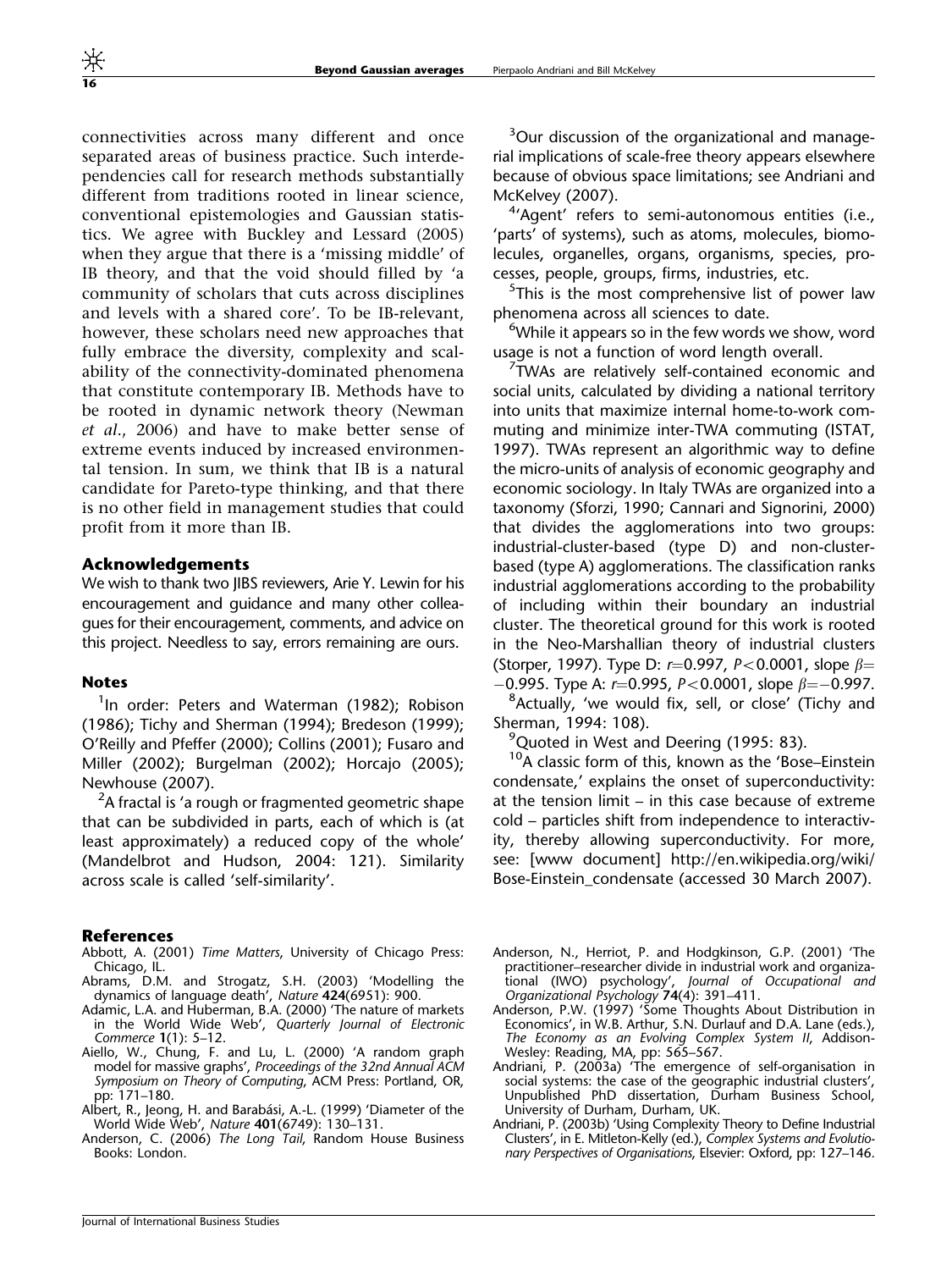connectivities across many different and once separated areas of business practice. Such interdependencies call for research methods substantially different from traditions rooted in linear science, conventional epistemologies and Gaussian statistics. We agree with Buckley and Lessard (2005) when they argue that there is a 'missing middle' of IB theory, and that the void should filled by 'a community of scholars that cuts across disciplines and levels with a shared core'. To be IB-relevant, however, these scholars need new approaches that fully embrace the diversity, complexity and scalability of the connectivity-dominated phenomena that constitute contemporary IB. Methods have to be rooted in dynamic network theory (Newman *et al*., 2006) and have to make better sense of extreme events induced by increased environmental tension. In sum, we think that IB is a natural candidate for Pareto-type thinking, and that there is no other field in management studies that could profit from it more than IB.

### Acknowledgements

We wish to thank two JIBS reviewers, Arie Y. Lewin for his encouragement and guidance and many other colleagues for their encouragement, comments, and advice on this project. Needless to say, errors remaining are ours.

### Notes

[1]In order: Peters and Waterman (1982); Robison (1986); Tichy and Sherman (1994); Bredeson (1999); O'Reilly and Pfeffer (2000); Collins (2001); Fusaro and Miller (2002); Burgelman (2002); Horcajo (2005); Newhouse (2007).

[2]A fractal is 'a rough or fragmented geometric shape that can be subdivided in parts, each of which is (at least approximately) a reduced copy of the whole' (Mandelbrot and Hudson, 2004: 121). Similarity across scale is called 'self-similarity'.

[3]Our discussion of the organizational and managerial implications of scale-free theory appears elsewhere because of obvious space limitations; see Andriani and McKelvey (2007).

[4]'Agent' refers to semi-autonomous entities (i.e., 'parts' of systems), such as atoms, molecules, biomolecules, organelles, organs, organisms, species, processes, people, groups, firms, industries, etc.

[5]This is the most comprehensive list of power law phenomena across all sciences to date.

[6]While it appears so in the few words we show, word usage is not a function of word length overall.

[7]TWAs are relatively self-contained economic and social units, calculated by dividing a national territory into units that maximize internal home-to-work commuting and minimize inter-TWA commuting (ISTAT, 1997). TWAs represent an algorithmic way to define the micro-units of analysis of economic geography and economic sociology. In Italy TWAs are organized into a taxonomy (Sforzi, 1990; Cannari and Signorini, 2000) that divides the agglomerations into two groups: industrial-cluster-based (type D) and non-cluster-based (type A) agglomerations. The classification ranks industrial agglomerations according to the probability of including within their boundary an industrial cluster. The theoretical ground for this work is rooted in the Neo-Marshallian theory of industrial clusters (Storper, 1997). Type D: $r$=0.997, $P<0.0001$, slope $\beta=-0.995$. Type A: $r$=0.995, $P<0.0001$, slope $\beta=-0.997$.

[8]Actually, 'we would fix, sell, or close' (Tichy and Sherman, 1994: 108).

[9]Quoted in West and Deering (1995: 83).

[10]A classic form of this, known as the 'Bose–Einstein condensate,' explains the onset of superconductivity: at the tension limit – in this case because of extreme cold – particles shift from independence to interactivity, thereby allowing superconductivity. For more, see: [www document] http://en.wikipedia.org/wiki/Bose-Einstein_condensate (accessed 30 March 2007).

### References

Abbott, A. (2001) *Time Matters*, University of Chicago Press: Chicago, IL.

Abrams, D.M. and Strogatz, S.H. (2003) 'Modelling the dynamics of language death', *Nature* **424**(6951): 900.

Adamic, L.A. and Huberman, B.A. (2000) 'The nature of markets in the World Wide Web', *Quarterly Journal of Electronic Commerce* **1**(1): 5–12.

Aiello, W., Chung, F. and Lu, L. (2000) 'A random graph model for massive graphs', *Proceedings of the 32nd Annual ACM Symposium on Theory of Computing*, ACM Press: Portland, OR, pp: 171–180.

Albert, R., Jeong, H. and Barabási, A.-L. (1999) 'Diameter of the World Wide Web', *Nature* **401**(6749): 130–131.

Anderson, C. (2006) *The Long Tail*, Random House Business Books: London.

Anderson, N., Herriot, P. and Hodgkinson, G.P. (2001) 'The practitioner–researcher divide in industrial work and organizational (IWO) psychology', *Journal of Occupational and Organizational Psychology* **74**(4): 391–411.

Anderson, P.W. (1997) 'Some Thoughts About Distribution in Economics', in W.B. Arthur, S.N. Durlauf and D.A. Lane (eds.), *The Economy as an Evolving Complex System II*, Addison-Wesley: Reading, MA, pp: 565–567.

Andriani, P. (2003a) 'The emergence of self-organisation in social systems: the case of the geographic industrial clusters', Unpublished PhD dissertation, Durham Business School, University of Durham, Durham, UK.

Andriani, P. (2003b) 'Using Complexity Theory to Define Industrial Clusters', in E. Mitleton-Kelly (ed.), *Complex Systems and Evolutionary Perspectives of Organisations*, Elsevier: Oxford, pp: 127–146.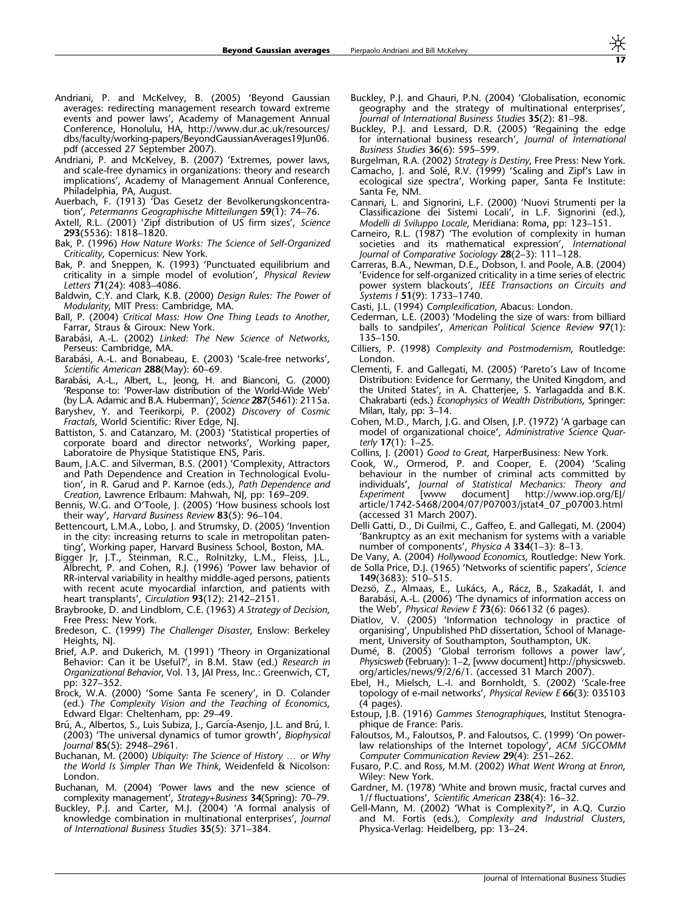Andriani, P. and McKelvey, B. (2005) 'Beyond Gaussian averages: redirecting management research toward extreme events and power laws', Academy of Management Annual Conference, Honolulu, HA, http://www.dur.ac.uk/resources/dbs/faculty/working-papers/BeyondGaussianAverages19Jun06.pdf (accessed 27 September 2007).

Andriani, P. and McKelvey, B. (2007) 'Extremes, power laws, and scale-free dynamics in organizations: theory and research implications', Academy of Management Annual Conference, Philadelphia, PA, August.

Auerbach, F. (1913) 'Das Gesetz der Bevolkerungskoncentration', *Petermanns Geographische Mitteilungen* **59**(1): 74–76.

Axtell, R.L. (2001) 'Zipf distribution of US firm sizes', *Science* **293**(5536): 1818–1820.

Bak, P. (1996) *How Nature Works: The Science of Self-Organized Criticality*, Copernicus: New York.

Bak, P. and Sneppen, K. (1993) 'Punctuated equilibrium and criticality in a simple model of evolution', *Physical Review Letters* **71**(24): 4083–4086.

Baldwin, C.Y. and Clark, K.B. (2000) *Design Rules: The Power of Modularity*, MIT Press: Cambridge, MA.

Ball, P. (2004) *Critical Mass: How One Thing Leads to Another*, Farrar, Straus & Giroux: New York.

Barabási, A.-L. (2002) *Linked: The New Science of Networks*, Perseus: Cambridge, MA.

Barabási, A.-L. and Bonabeau, E. (2003) 'Scale-free networks', *Scientific American* **288**(May): 60–69.

Barabási, A.-L., Albert, L., Jeong, H. and Bianconi, G. (2000) 'Response to: 'Power-law distribution of the World-Wide Web' (by L.A. Adamic and B.A. Huberman)', *Science* **287**(5461): 2115a.

Baryshev, Y. and Teerikorpi, P. (2002) *Discovery of Cosmic Fractals*, World Scientific: River Edge, NJ.

Battiston, S. and Catanzaro, M. (2003) 'Statistical properties of corporate board and director networks', Working paper, Laboratoire de Physique Statistique ENS, Paris.

Baum, J.A.C. and Silverman, B.S. (2001) 'Complexity, Attractors and Path Dependence and Creation in Technological Evolution', in R. Garud and P. Karnoe (eds.), *Path Dependence and Creation*, Lawrence Erlbaum: Mahwah, NJ, pp: 169–209.

Bennis, W.G. and O'Toole, J. (2005) 'How business schools lost their way', *Harvard Business Review* **83**(5): 96–104.

Bettencourt, L.M.A., Lobo, J. and Strumsky, D. (2005) 'Invention in the city: increasing returns to scale in metropolitan patenting', Working paper, Harvard Business School, Boston, MA.

Bigger Jr, J.T., Steinman, R.C., Rolnitzky, L.M., Fleiss, J.L., Albrecht, P. and Cohen, R.J. (1996) 'Power law behavior of RR-interval variability in healthy middle-aged persons, patients with recent acute myocardial infarction, and patients with heart transplants', *Circulation* **93**(12): 2142–2151.

Braybrooke, D. and Lindblom, C.E. (1963) *A Strategy of Decision*, Free Press: New York.

Bredeson, C. (1999) *The Challenger Disaster*, Enslow: Berkeley Heights, NJ.

Brief, A.P. and Dukerich, M. (1991) 'Theory in Organizational Behavior: Can it be Useful?', in B.M. Staw (ed.) *Research in Organizational Behavior*, Vol. 13, JAI Press, Inc.: Greenwich, CT, pp: 327–352.

Brock, W.A. (2000) 'Some Santa Fe scenery', in D. Colander (ed.) *The Complexity Vision and the Teaching of Economics*, Edward Elgar: Cheltenham, pp: 29–49.

Brú, A., Albertos, S., Luis Subiza, J., García-Asenjo, J.L. and Brú, I. (2003) 'The universal dynamics of tumor growth', *Biophysical Journal* **85**(5): 2948–2961.

Buchanan, M. (2000) *Ubiquity: The Science of History … or Why the World Is Simpler Than We Think*, Weidenfeld & Nicolson: London.

Buchanan, M. (2004) 'Power laws and the new science of complexity management', *Strategy+Business* **34**(Spring): 70–79.

Buckley, P.J. and Carter, M.J. (2004) 'A formal analysis of knowledge combination in multinational enterprises', *Journal of International Business Studies* **35**(5): 371–384.

Buckley, P.J. and Ghauri, P.N. (2004) 'Globalisation, economic geography and the strategy of multinational enterprises', *Journal of International Business Studies* **35**(2): 81–98.

Buckley, P.J. and Lessard, D.R. (2005) 'Regaining the edge for international business research', *Journal of International Business Studies* **36**(6): 595–599.

Burgelman, R.A. (2002) *Strategy is Destiny*, Free Press: New York.

Camacho, J. and Solé, R.V. (1999) 'Scaling and Zipf's Law in ecological size spectra', Working paper, Santa Fe Institute: Santa Fe, NM.

Cannari, L. and Signorini, L.F. (2000) 'Nuovi Strumenti per la Classificazione dei Sistemi Locali', in L.F. Signorini (ed.), *Modelli di Sviluppo Locale*, Meridiana: Roma, pp: 123–151.

Carneiro, R.L. (1987) 'The evolution of complexity in human societies and its mathematical expression', *International Journal of Comparative Sociology* **28**(2–3): 111–128.

Carreras, B.A., Newman, D.E., Dobson, I. and Poole, A.B. (2004) 'Evidence for self-organized criticality in a time series of electric power system blackouts', *IEEE Transactions on Circuits and Systems I* **51**(9): 1733–1740.

Casti, J.L. (1994) *Complexification*, Abacus: London.

Cederman, L.E. (2003) 'Modeling the size of wars: from billiard balls to sandpiles', *American Political Science Review* **97**(1): 135–150.

Cilliers, P. (1998) *Complexity and Postmodernism*, Routledge: London.

Clementi, F. and Gallegati, M. (2005) 'Pareto's Law of Income Distribution: Evidence for Germany, the United Kingdom, and the United States', in A. Chatterjee, S. Yarlagadda and B.K. Chakrabarti (eds.) *Econophysics of Wealth Distributions*, Springer: Milan, Italy, pp: 3–14.

Cohen, M.D., March, J.G. and Olsen, J.P. (1972) 'A garbage can model of organizational choice', *Administrative Science Quarterly* **17**(1): 1–25.

Collins, J. (2001) *Good to Great*, HarperBusiness: New York.

Cook, W., Ormerod, P. and Cooper, E. (2004) 'Scaling behaviour in the number of criminal acts committed by individuals', *Journal of Statistical Mechanics: Theory and Experiment* [www document] http://www.iop.org/EJ/article/1742-5468/2004/07/P07003/jstat4_07_p07003.html (accessed 31 March 2007).

Delli Gatti, D., Di Guilmi, C., Gaffeo, E. and Gallegati, M. (2004) 'Bankruptcy as an exit mechanism for systems with a variable number of components', *Physica A* **334**(1–3): 8–13.

De Vany, A. (2004) *Hollywood Economics*, Routledge: New York.

de Solla Price, D.J. (1965) 'Networks of scientific papers', *Science* **149**(3683): 510–515.

Dezsö, Z., Almaas, E., Lukács, A., Rácz, B., Szakadát, I. and Barabási, A.-L. (2006) 'The dynamics of information access on the Web', *Physical Review E* **73**(6): 066132 (6 pages).

Diatlov, V. (2005) 'Information technology in practice of organising', Unpublished PhD dissertation, School of Management, University of Southampton, Southampton, UK.

Dumé, B. (2005) 'Global terrorism follows a power law', *Physicsweb* (February): 1–2, [www document] http://physicsweb.org/articles/news/9/2/6/1. (accessed 31 March 2007).

Ebel, H., Mielsch, L.-I. and Bornholdt, S. (2002) 'Scale-free topology of e-mail networks', *Physical Review E* **66**(3): 035103 (4 pages).

Estoup, J.B. (1916) *Gammes Stenographiques*, Institut Stenographique de France: Paris.

Faloutsos, M., Faloutsos, P. and Faloutsos, C. (1999) 'On power-law relationships of the Internet topology', *ACM SIGCOMM Computer Communication Review* **29**(4): 251–262.

Fusaro, P.C. and Ross, M.M. (2002) *What Went Wrong at Enron*, Wiley: New York.

Gardner, M. (1978) 'White and brown music, fractal curves and 1/f fluctuations', *Scientific American* **238**(4): 16–32.

Gell-Mann, M. (2002) 'What is Complexity?', in A.Q. Curzio and M. Fortis (eds.), *Complexity and Industrial Clusters*, Physica-Verlag: Heidelberg, pp: 13–24.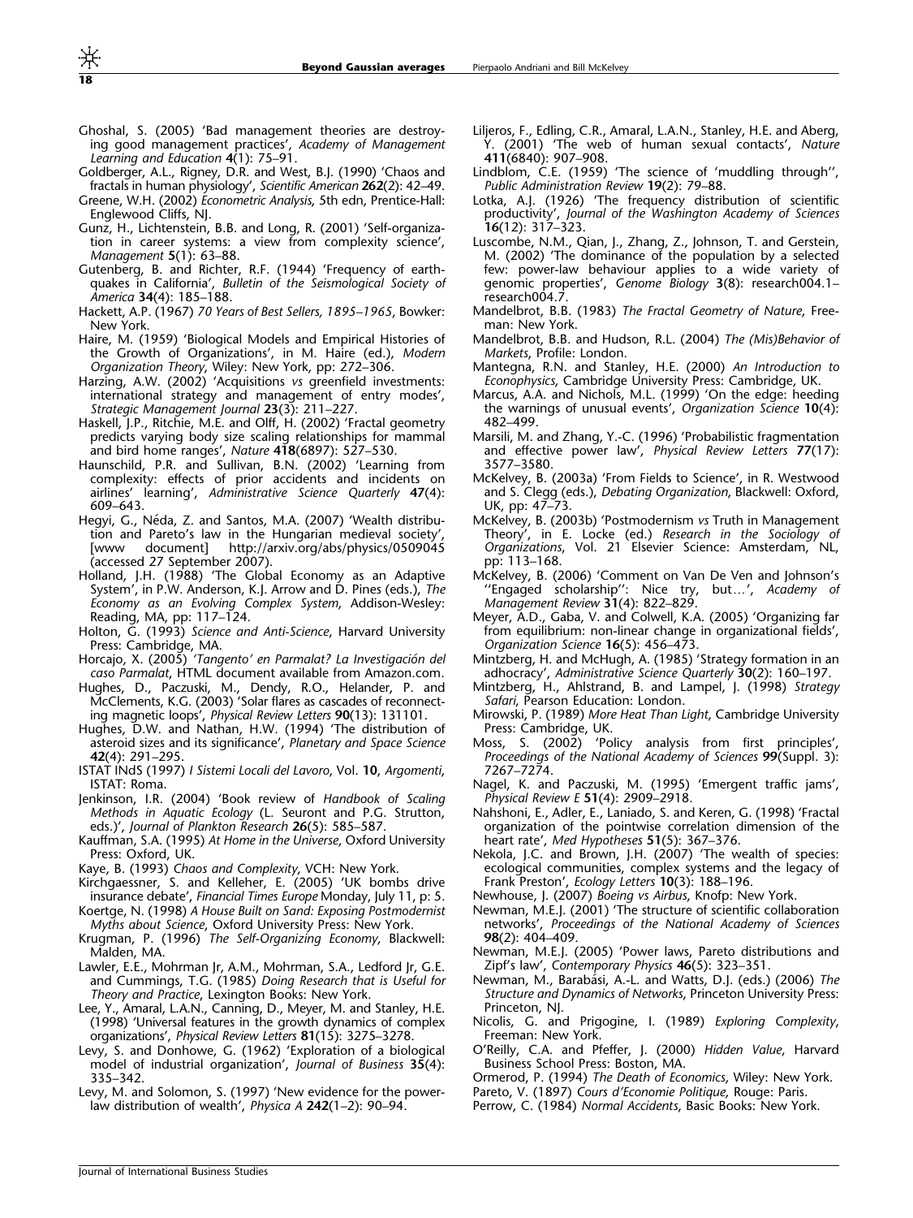Ghoshal, S. (2005) 'Bad management theories are destroying good management practices', *Academy of Management Learning and Education* **4**(1): 75–91.

Goldberger, A.L., Rigney, D.R. and West, B.J. (1990) 'Chaos and fractals in human physiology', *Scientific American* **262**(2): 42–49.

Greene, W.H. (2002) *Econometric Analysis*, 5th edn, Prentice-Hall: Englewood Cliffs, NJ.

Gunz, H., Lichtenstein, B.B. and Long, R. (2001) 'Self-organization in career systems: a view from complexity science', *Management* **5**(1): 63–88.

Gutenberg, B. and Richter, R.F. (1944) 'Frequency of earthquakes in California', *Bulletin of the Seismological Society of America* **34**(4): 185–188.

Hackett, A.P. (1967) *70 Years of Best Sellers, 1895–1965*, Bowker: New York.

Haire, M. (1959) 'Biological Models and Empirical Histories of the Growth of Organizations', in M. Haire (ed.), *Modern Organization Theory*, Wiley: New York, pp: 272–306.

Harzing, A.W. (2002) 'Acquisitions *vs* greenfield investments: international strategy and management of entry modes', *Strategic Management Journal* **23**(3): 211–227.

Haskell, J.P., Ritchie, M.E. and Olff, H. (2002) 'Fractal geometry predicts varying body size scaling relationships for mammal and bird home ranges', *Nature* **418**(6897): 527–530.

Haunschild, P.R. and Sullivan, B.N. (2002) 'Learning from complexity: effects of prior accidents and incidents on airlines' learning', *Administrative Science Quarterly* **47**(4): 609–643.

Hegyi, G., Néda, Z. and Santos, M.A. (2007) 'Wealth distribution and Pareto's law in the Hungarian medieval society', [www document] http://arxiv.org/abs/physics/0509045 (accessed 27 September 2007).

Holland, J.H. (1988) 'The Global Economy as an Adaptive System', in P.W. Anderson, K.J. Arrow and D. Pines (eds.), *The Economy as an Evolving Complex System*, Addison-Wesley: Reading, MA, pp: 117–124.

Holton, G. (1993) *Science and Anti-Science*, Harvard University Press: Cambridge, MA.

Horcajo, X. (2005) *'Tangento' en Parmalat? La Investigación del caso Parmalat*, HTML document available from Amazon.com.

Hughes, D., Paczuski, M., Dendy, R.O., Helander, P. and McClements, K.G. (2003) 'Solar flares as cascades of reconnecting magnetic loops', *Physical Review Letters* **90**(13): 131101.

Hughes, D.W. and Nathan, H.W. (1994) 'The distribution of asteroid sizes and its significance', *Planetary and Space Science* **42**(4): 291–295.

ISTAT INdS (1997) *I Sistemi Locali del Lavoro*, Vol. **10**, *Argomenti*, ISTAT: Roma.

Jenkinson, I.R. (2004) 'Book review of *Handbook of Scaling Methods in Aquatic Ecology* (L. Seuront and P.G. Strutton, eds.)', *Journal of Plankton Research* **26**(5): 585–587.

Kauffman, S.A. (1995) *At Home in the Universe*, Oxford University Press: Oxford, UK.

Kaye, B. (1993) *Chaos and Complexity*, VCH: New York.

Kirchgaessner, S. and Kelleher, E. (2005) 'UK bombs drive insurance debate', *Financial Times Europe* Monday, July 11, p: 5.

Koertge, N. (1998) *A House Built on Sand: Exposing Postmodernist Myths about Science*, Oxford University Press: New York.

Krugman, P. (1996) *The Self-Organizing Economy*, Blackwell: Malden, MA.

Lawler, E.E., Mohrman Jr, A.M., Mohrman, S.A., Ledford Jr, G.E. and Cummings, T.G. (1985) *Doing Research that is Useful for Theory and Practice*, Lexington Books: New York.

Lee, Y., Amaral, L.A.N., Canning, D., Meyer, M. and Stanley, H.E. (1998) 'Universal features in the growth dynamics of complex organizations', *Physical Review Letters* **81**(15): 3275–3278.

Levy, S. and Donhowe, G. (1962) 'Exploration of a biological model of industrial organization', *Journal of Business* **35**(4): 335–342.

Levy, M. and Solomon, S. (1997) 'New evidence for the power-law distribution of wealth', *Physica A* **242**(1–2): 90–94.

Liljeros, F., Edling, C.R., Amaral, L.A.N., Stanley, H.E. and Aberg, Y. (2001) 'The web of human sexual contacts', *Nature* **411**(6840): 907–908.

Lindblom, C.E. (1959) 'The science of 'muddling through'', *Public Administration Review* **19**(2): 79–88.

Lotka, A.J. (1926) 'The frequency distribution of scientific productivity', *Journal of the Washington Academy of Sciences* **16**(12): 317–323.

Luscombe, N.M., Qian, J., Zhang, Z., Johnson, T. and Gerstein, M. (2002) 'The dominance of the population by a selected few: power-law behaviour applies to a wide variety of genomic properties', *Genome Biology* **3**(8): research004.1–research004.7.

Mandelbrot, B.B. (1983) *The Fractal Geometry of Nature*, Freeman: New York.

Mandelbrot, B.B. and Hudson, R.L. (2004) *The (Mis)Behavior of Markets*, Profile: London.

Mantegna, R.N. and Stanley, H.E. (2000) *An Introduction to Econophysics*, Cambridge University Press: Cambridge, UK.

Marcus, A.A. and Nichols, M.L. (1999) 'On the edge: heeding the warnings of unusual events', *Organization Science* **10**(4): 482–499.

Marsili, M. and Zhang, Y.-C. (1996) 'Probabilistic fragmentation and effective power law', *Physical Review Letters* **77**(17): 3577–3580.

McKelvey, B. (2003a) 'From Fields to Science', in R. Westwood and S. Clegg (eds.), *Debating Organization*, Blackwell: Oxford, UK, pp: 47–73.

McKelvey, B. (2003b) 'Postmodernism *vs* Truth in Management Theory', in E. Locke (ed.) *Research in the Sociology of Organizations*, Vol. 21 Elsevier Science: Amsterdam, NL, pp: 113–168.

McKelvey, B. (2006) 'Comment on Van De Ven and Johnson's ''Engaged scholarship'': Nice try, but…', *Academy of Management Review* **31**(4): 822–829.

Meyer, A.D., Gaba, V. and Colwell, K.A. (2005) 'Organizing far from equilibrium: non-linear change in organizational fields', *Organization Science* **16**(5): 456–473.

Mintzberg, H. and McHugh, A. (1985) 'Strategy formation in an adhocracy', *Administrative Science Quarterly* **30**(2): 160–197.

Mintzberg, H., Ahlstrand, B. and Lampel, J. (1998) *Strategy Safari*, Pearson Education: London.

Mirowski, P. (1989) *More Heat Than Light*, Cambridge University Press: Cambridge, UK.

Moss, S. (2002) 'Policy analysis from first principles', *Proceedings of the National Academy of Sciences* **99**(Suppl. 3): 7267–7274.

Nagel, K. and Paczuski, M. (1995) 'Emergent traffic jams', *Physical Review E* **51**(4): 2909–2918.

Nahshoni, E., Adler, E., Laniado, S. and Keren, G. (1998) 'Fractal organization of the pointwise correlation dimension of the heart rate', *Med Hypotheses* **51**(5): 367–376.

Nekola, J.C. and Brown, J.H. (2007) 'The wealth of species: ecological communities, complex systems and the legacy of Frank Preston', *Ecology Letters* **10**(3): 188–196.

Newhouse, J. (2007) *Boeing vs Airbus*, Knofp: New York.

Newman, M.E.J. (2001) 'The structure of scientific collaboration networks', *Proceedings of the National Academy of Sciences* **98**(2): 404–409.

Newman, M.E.J. (2005) 'Power laws, Pareto distributions and Zipf's law', *Contemporary Physics* **46**(5): 323–351.

Newman, M., Barabási, A.-L. and Watts, D.J. (eds.) (2006) *The Structure and Dynamics of Networks*, Princeton University Press: Princeton, NJ.

Nicolis, G. and Prigogine, I. (1989) *Exploring Complexity*, Freeman: New York.

O'Reilly, C.A. and Pfeffer, J. (2000) *Hidden Value*, Harvard Business School Press: Boston, MA.

Ormerod, P. (1994) *The Death of Economics*, Wiley: New York.

Pareto, V. (1897) *Cours d'Economie Politique*, Rouge: Paris.

Perrow, C. (1984) *Normal Accidents*, Basic Books: New York.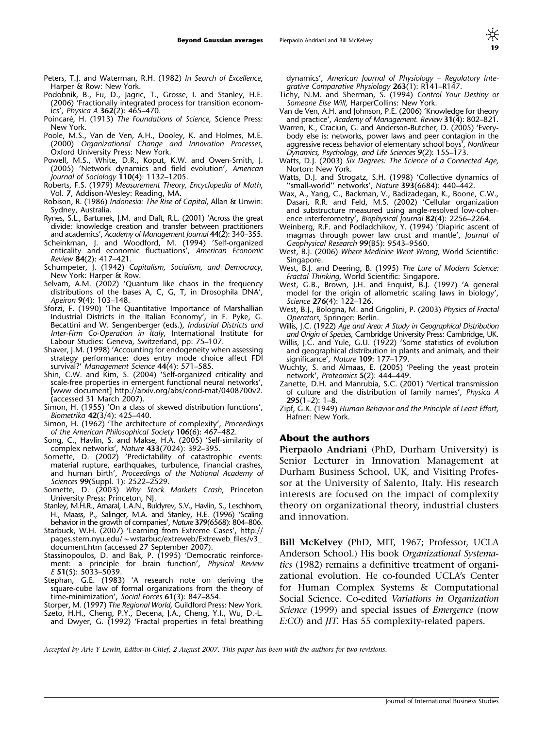Peters, T.J. and Waterman, R.H. (1982) *In Search of Excellence*, Harper & Row: New York.

Podobnik, B., Fu, D., Jagric, T., Grosse, I. and Stanley, H.E. (2006) 'Fractionally integrated process for transition economics', *Physica A* **362**(2): 465–470.

Poincaré, H. (1913) *The Foundations of Science*, Science Press: New York.

Poole, M.S., Van de Ven, A.H., Dooley, K. and Holmes, M.E. (2000) *Organizational Change and Innovation Processes*, Oxford University Press: New York.

Powell, M.S., White, D.R., Koput, K.W. and Owen-Smith, J. (2005) 'Network dynamics and field evolution', *American Journal of Sociology* **110**(4): 1132–1205.

Roberts, F.S. (1979) *Measurement Theory, Encyclopedia of Math*, Vol. **7**, Addison-Wesley: Reading, MA.

Robison, R. (1986) *Indonesia: The Rise of Capital*, Allan & Unwin: Sydney, Australia.

Rynes, S.L., Bartunek, J.M. and Daft, R.L. (2001) 'Across the great divide: knowledge creation and transfer between practitioners and academics', *Academy of Management Journal* **44**(2): 340–355.

Scheinkman, J. and Woodford, M. (1994) 'Self-organized criticality and economic fluctuations', *American Economic Review* **84**(2): 417–421.

Schumpeter, J. (1942) *Capitalism, Socialism, and Democracy*, New York: Harper & Row.

Selvam, A.M. (2002) 'Quantum like chaos in the frequency distributions of the bases A, C, G, T, in Drosophila DNA', *Apeiron* **9**(4): 103–148.

Sforzi, F. (1990) 'The Quantitative Importance of Marshallian Industrial Districts in the Italian Economy', in F. Pyke, G. Becattini and W. Sengenberger (eds.), *Industrial Districts and Inter-Firm Co-Operation in Italy*, International Institute for Labour Studies: Geneva, Switzerland, pp: 75–107.

Shaver, J.M. (1998) 'Accounting for endogeneity when assessing strategy performance: does entry mode choice affect FDI survival?' *Management Science* **44**(4): 571–585.

Shin, C.W. and Kim, S. (2004) 'Self-organized criticality and scale-free properties in emergent functional neural networks', [www document] http://arxiv.org/abs/cond-mat/0408700v2. (accessed 31 March 2007).

Simon, H. (1955) 'On a class of skewed distribution functions', *Biometrika* **42**(3/4): 425–440.

Simon, H. (1962) 'The architecture of complexity', *Proceedings of the American Philosophical Society* **106**(6): 467–482.

Song, C., Havlin, S. and Makse, H.A. (2005) 'Self-similarity of complex networks', *Nature* **433**(7024): 392–395.

Sornette, D. (2002) 'Predictability of catastrophic events: material rupture, earthquakes, turbulence, financial crashes, and human birth', *Proceedings of the National Academy of Sciences* **99**(Suppl. 1): 2522–2529.

Sornette, D. (2003) *Why Stock Markets Crash*, Princeton University Press: Princeton, NJ.

Stanley, M.H.R., Amaral, L.A.N., Buldyrev, S.V., Havlin, S., Leschhorn, H., Maass, P., Salinger, M.A. and Stanley, H.E. (1996) 'Scaling behavior in the growth of companies', *Nature* **379**(6568): 804–806.

Starbuck, W.H. (2007) 'Learning from Extreme Cases', http://pages.stern.nyu.edu/~wstarbuc/extreweb/Extreweb_files/v3_document.htm (accessed 27 September 2007).

Stassinopoulos, D. and Bak, P. (1995) 'Democratic reinforcement: a principle for brain function', *Physical Review E* **51**(5): 5033–5039.

Stephan, G.E. (1983) 'A research note on deriving the square-cube law of formal organizations from the theory of time-minimization', *Social Forces* **61**(3): 847–854.

Storper, M. (1997) *The Regional World*, Guildford Press: New York.

Szeto, H.H., Cheng, P.Y., Decena, J.A., Cheng, Y.I., Wu, D.-L. and Dwyer, G. (1992) 'Fractal properties in fetal breathing dynamics', *American Journal of Physiology – Regulatory Integrative Comparative Physiology* **263**(1): R141–R147.

Tichy, N.M. and Sherman, S. (1994) *Control Your Destiny or Someone Else Will*, HarperCollins: New York.

Van de Ven, A.H. and Johnson, P.E. (2006) 'Knowledge for theory and practice', *Academy of Management. Review* **31**(4): 802–821.

Warren, K., Craciun, G. and Anderson-Butcher, D. (2005) 'Everybody else is: networks, power laws and peer contagion in the aggressive recess behavior of elementary school boys', *Nonlinear Dynamics, Psychology, and Life Sciences* **9**(2): 155–173.

Watts, D.J. (2003) *Six Degrees: The Science of a Connected Age*, Norton: New York.

Watts, D.J. and Strogatz, S.H. (1998) 'Collective dynamics of "small-world" networks', *Nature* **393**(6684): 440–442.

Wax, A., Yang, C., Backman, V., Badizadegan, K., Boone, C.W., Dasari, R.R. and Feld, M.S. (2002) 'Cellular organization and substructure measured using angle-resolved low-coherence interferometry', *Biophysical Journal* **82**(4): 2256–2264.

Weinberg, R.F. and Podladchikov, Y. (1994) 'Diapiric ascent of magmas through power law crust and mantle', *Journal of Geophysical Research* **99**(B5): 9543–9560.

West, B.J. (2006) *Where Medicine Went Wrong*, World Scientific: Singapore.

West, B.J. and Deering, B. (1995) *The Lure of Modern Science: Fractal Thinking*, World Scientific: Singapore.

West, G.B., Brown, J.H. and Enquist, B.J. (1997) 'A general model for the origin of allometric scaling laws in biology', *Science* **276**(4): 122–126.

West, B.J., Bologna, M. and Grigolini, P. (2003) *Physics of Fractal Operators*, Springer: Berlin.

Willis, J.C. (1922) *Age and Area: A Study in Geographical Distribution and Origin of Species*, Cambridge University Press: Cambridge, UK.

Willis, J.C. and Yule, G.U. (1922) 'Some statistics of evolution and geographical distribution in plants and animals, and their significance', *Nature* **109**: 177–179.

Wuchty, S. and Almaas, E. (2005) 'Peeling the yeast protein network', *Proteomics* **5**(2): 444–449.

Zanette, D.H. and Manrubia, S.C. (2001) 'Vertical transmission of culture and the distribution of family names', *Physica A* **295**(1–2): 1–8.

Zipf, G.K. (1949) *Human Behavior and the Principle of Least Effort*, Hafner: New York.

## About the authors

**Pierpaolo Andriani** (PhD, Durham University) is Senior Lecturer in Innovation Management at Durham Business School, UK, and Visiting Professor at the University of Salento, Italy. His research interests are focused on the impact of complexity theory on organizational theory, industrial clusters and innovation.

**Bill McKelvey** (PhD, MIT, 1967; Professor, UCLA Anderson School.) His book *Organizational Systematics* (1982) remains a definitive treatment of organizational evolution. He co-founded UCLA's Center for Human Complex Systems & Computational Social Science. Co-edited *Variations in Organization Science* (1999) and special issues of *Emergence* (now *E:CO*) and *JIT*. Has 55 complexity-related papers.

*Accepted by Arie Y Lewin, Editor-in-Chief, 2 August 2007. This paper has been with the authors for two revisions.*